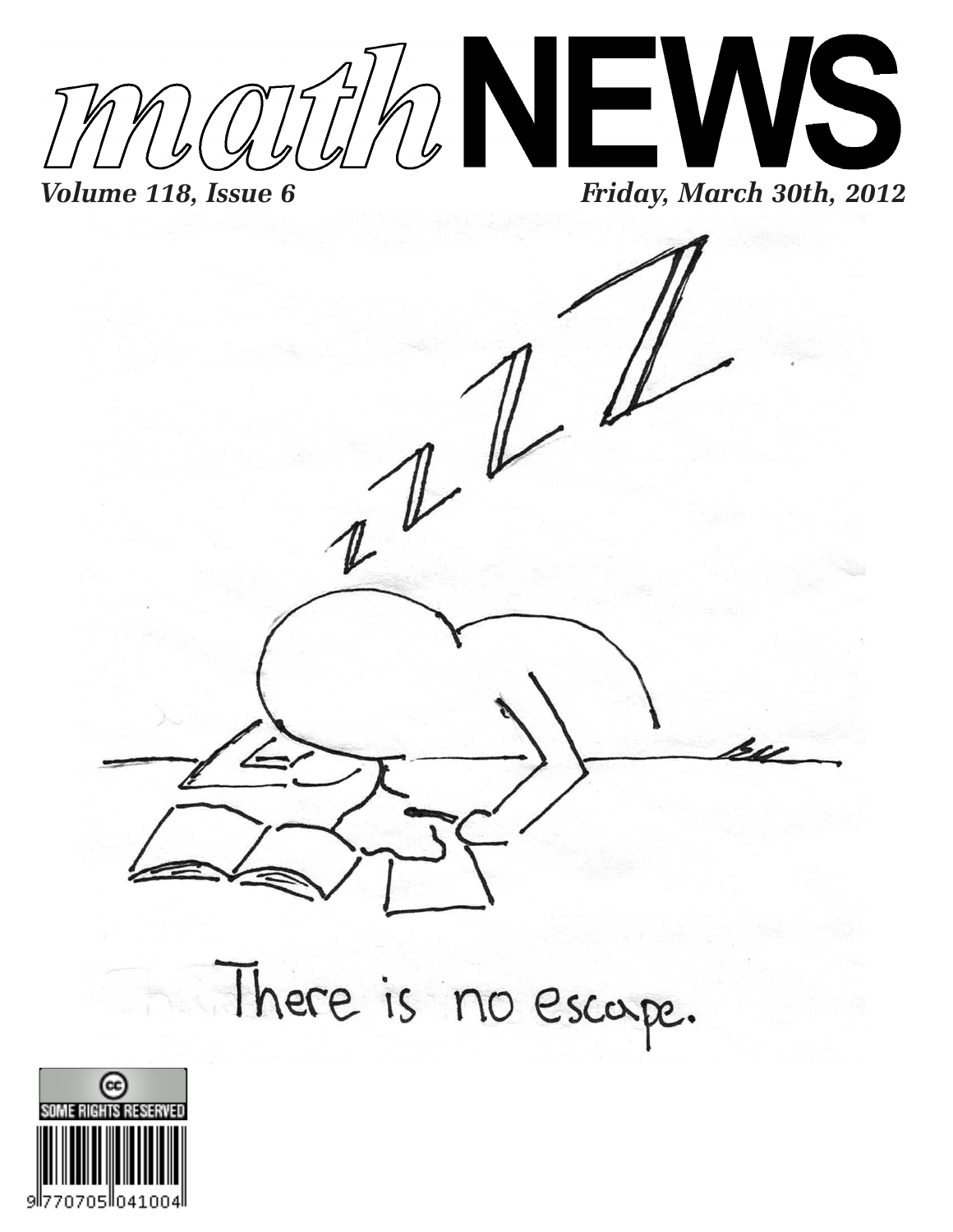# *math*NEWS

***Volume 118, Issue 6*** ***Friday, March 30th, 2012***

There is no escape.

SOME RIGHTS RESERVED

9770705041004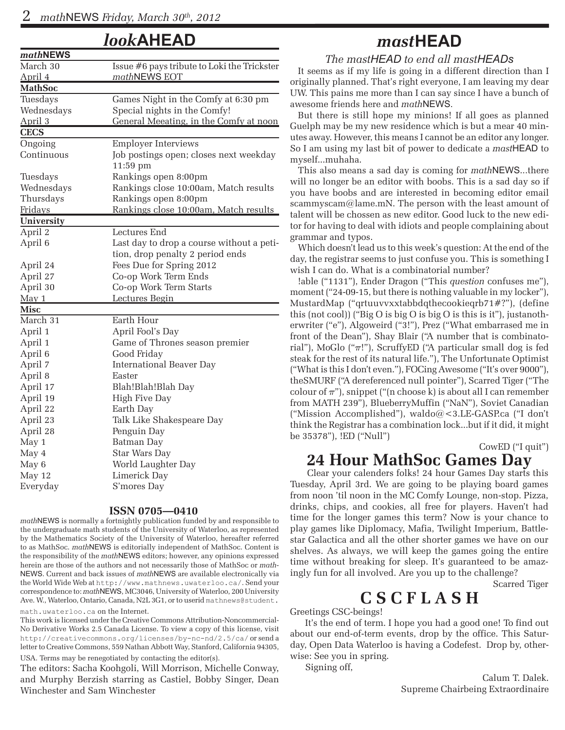# *look*AHEAD

| *math*NEWS | |
|---|---|
| March 30 | Issue #6 pays tribute to Loki the Trickster |
| April 4 | *math*NEWS EOT |
| **MathSoc** | |
| Tuesdays | Games Night in the Comfy at 6:30 pm |
| Wednesdays | Special nights in the Comfy! |
| April 3 | General Meeating, in the Comfy at noon |
| **CECS** | |
| Ongoing | Employer Interviews |
| Continuous | Job postings open; closes next weekday 11:59 pm |
| Tuesdays | Rankings open 8:00pm |
| Wednesdays | Rankings close 10:00am, Match results |
| Thursdays | Rankings open 8:00pm |
| Fridays | Rankings close 10:00am, Match results |
| **University** | |
| April 2 | Lectures End |
| April 6 | Last day to drop a course without a petition, drop penalty 2 period ends |
| April 24 | Fees Due for Spring 2012 |
| April 27 | Co-op Work Term Ends |
| April 30 | Co-op Work Term Starts |
| May 1 | Lectures Begin |
| **Misc** | |
| March 31 | Earth Hour |
| April 1 | April Fool's Day |
| April 1 | Game of Thrones season premier |
| April 6 | Good Friday |
| April 7 | International Beaver Day |
| April 8 | Easter |
| April 17 | Blah!Blah!Blah Day |
| April 19 | High Five Day |
| April 22 | Earth Day |
| April 23 | Talk Like Shakespeare Day |
| April 28 | Penguin Day |
| May 1 | Batman Day |
| May 4 | Star Wars Day |
| May 6 | World Laughter Day |
| May 12 | Limerick Day |
| Everyday | S'mores Day |

**ISSN 0705—0410**

*math*NEWS is normally a fortnightly publication funded by and responsible to the undergraduate math students of the University of Waterloo, as represented by the Mathematics Society of the University of Waterloo, hereafter referred to as MathSoc. *math*NEWS is editorially independent of MathSoc. Content is the responsibility of the *math*NEWS editors; however, any opinions expressed herein are those of the authors and not necessarily those of MathSoc or *math*NEWS. Current and back issues of *math*NEWS are available electronically via the World Wide Web at http://www.mathnews.uwaterloo.ca/. Send your correspondence to: *math*NEWS, MC3046, University of Waterloo, 200 University Ave. W., Waterloo, Ontario, Canada, N2L 3G1, or to userid mathnews@student.math.uwaterloo.ca on the Internet.

This work is licensed under the Creative Commons Attribution-Noncommercial-No Derivative Works 2.5 Canada License. To view a copy of this license, visit http://creativecommons.org/licenses/by-nc-nd/2.5/ca/ or send a letter to Creative Commons, 559 Nathan Abbott Way, Stanford, California 94305, USA. Terms may be renegotiated by contacting the editor(s).

The editors: Sacha Koohgoli, Will Morrison, Michelle Conway, and Murphy Berzish starring as Castiel, Bobby Singer, Dean Winchester and Sam Winchester

# *mast*HEAD

### *The mastHEAD to end all mastHEADs*

It seems as if my life is going in a different direction than I originally planned. That's right everyone, I am leaving my dear UW. This pains me more than I can say since I have a bunch of awesome friends here and *math*NEWS.

But there is still hope my minions! If all goes as planned Guelph may be my new residence which is but a mear 40 minutes away. However, this means I cannot be an editor any longer. So I am using my last bit of power to dedicate a *mast*HEAD to myself...muhaha.

This also means a sad day is coming for *math*NEWS...there will no longer be an editor with boobs. This is a sad day so if you have boobs and are interested in becoming editor email scammyscam@lame.mN. The person with the least amount of talent will be chossen as new editor. Good luck to the new editor for having to deal with idiots and people complaining about grammar and typos.

Which doesn't lead us to this week's question: At the end of the day, the registrar seems to just confuse you. This is something I wish I can do. What is a combinatorial number?

!able ("1131"), Ender Dragon ("This *question* confuses me"), moment ("24-09-15, but there is nothing valuable in my locker"), MustardMap ("qrtuuvvxxtabbdqthecookieqrb71#?"), (define this (not cool)) ("Big O is big O is big O is this is it"), justanotherwriter ("e"), Algoweird ("3!"), Prez ("What embarrased me in front of the Dean"), Shay Blair ("A number that is combinatorial"), MoGlo ("$\pi$!"), ScruffyED ("A particular small dog is fed steak for the rest of its natural life."), The Unfortunate Optimist ("What is this I don't even."), FOCing Awesome ("It's over 9000"), theSMURF ("A dereferenced null pointer"), Scarred Tiger ("The colour of $\pi$"), snippet ("(n choose k) is about all I can remember from MATH 239"), BlueberryMuffin ("NaN"), Soviet Canadian ("Mission Accomplished"), waldo@<3.LE-GASP.ca ("I don't think the Registrar has a combination lock...but if it did, it might be 35378"), !ED ("Null")

CowED ("I quit")

# 24 Hour MathSoc Games Day

Clear your calenders folks! 24 hour Games Day starts this Tuesday, April 3rd. We are going to be playing board games from noon 'til noon in the MC Comfy Lounge, non-stop. Pizza, drinks, chips, and cookies, all free for players. Haven't had time for the longer games this term? Now is your chance to play games like Diplomacy, Mafia, Twilight Imperium, Battlestar Galactica and all the other shorter games we have on our shelves. As always, we will keep the games going the entire time without breaking for sleep. It's guaranteed to be amazingly fun for all involved. Are you up to the challenge?

Scarred Tiger

# CSCFLASH

Greetings CSC-beings!

It's the end of term. I hope you had a good one! To find out about our end-of-term events, drop by the office. This Saturday, Open Data Waterloo is having a Codefest. Drop by, otherwise: See you in spring.

Signing off,

Calum T. Dalek.
Supreme Chairbeing Extraordinaire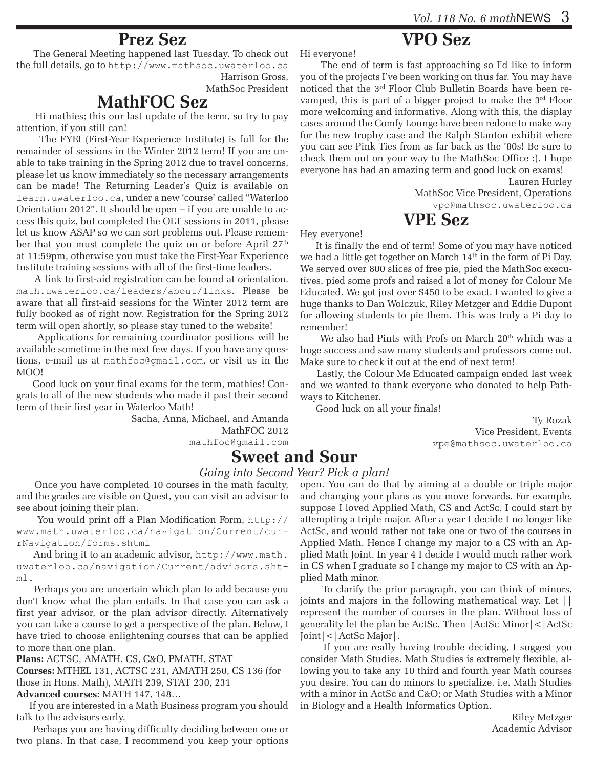## Prez Sez

The General Meeting happened last Tuesday. To check out the full details, go to http://www.mathsoc.uwaterloo.ca

Harrison Gross,
MathSoc President

## MathFOC Sez

Hi mathies; this our last update of the term, so try to pay attention, if you still can!

The FYEI (First-Year Experience Institute) is full for the remainder of sessions in the Winter 2012 term! If you are unable to take training in the Spring 2012 due to travel concerns, please let us know immediately so the necessary arrangements can be made! The Returning Leader's Quiz is available on learn.uwaterloo.ca, under a new 'course' called "Waterloo Orientation 2012". It should be open – if you are unable to access this quiz, but completed the OLT sessions in 2011, please let us know ASAP so we can sort problems out. Please remember that you must complete the quiz on or before April 27th at 11:59pm, otherwise you must take the First-Year Experience Institute training sessions with all of the first-time leaders.

A link to first-aid registration can be found at orientation.math.uwaterloo.ca/leaders/about/links. Please be aware that all first-aid sessions for the Winter 2012 term are fully booked as of right now. Registration for the Spring 2012 term will open shortly, so please stay tuned to the website!

Applications for remaining coordinator positions will be available sometime in the next few days. If you have any questions, e-mail us at mathfoc@gmail.com, or visit us in the MOO!

Good luck on your final exams for the term, mathies! Congrats to all of the new students who made it past their second term of their first year in Waterloo Math!

Sacha, Anna, Michael, and Amanda
MathFOC 2012
mathfoc@gmail.com

## VPO Sez

Hi everyone!

The end of term is fast approaching so I'd like to inform you of the projects I've been working on thus far. You may have noticed that the 3rd Floor Club Bulletin Boards have been revamped, this is part of a bigger project to make the 3rd Floor more welcoming and informative. Along with this, the display cases around the Comfy Lounge have been redone to make way for the new trophy case and the Ralph Stanton exhibit where you can see Pink Ties from as far back as the '80s! Be sure to check them out on your way to the MathSoc Office :). I hope everyone has had an amazing term and good luck on exams!

Lauren Hurley
MathSoc Vice President, Operations
vpo@mathsoc.uwaterloo.ca

## VPE Sez

Hey everyone!

It is finally the end of term! Some of you may have noticed we had a little get together on March 14th in the form of Pi Day. We served over 800 slices of free pie, pied the MathSoc executives, pied some profs and raised a lot of money for Colour Me Educated. We got just over $450 to be exact. I wanted to give a huge thanks to Dan Wolczuk, Riley Metzger and Eddie Dupont for allowing students to pie them. This was truly a Pi day to remember!

We also had Pints with Profs on March 20th which was a huge success and saw many students and professors come out. Make sure to check it out at the end of next term!

Lastly, the Colour Me Educated campaign ended last week and we wanted to thank everyone who donated to help Pathways to Kitchener.

Good luck on all your finals!

Ty Rozak
Vice President, Events
vpe@mathsoc.uwaterloo.ca

## Sweet and Sour

*Going into Second Year? Pick a plan!*

Once you have completed 10 courses in the math faculty, and the grades are visible on Quest, you can visit an advisor to see about joining their plan.

You would print off a Plan Modification Form, http://www.math.uwaterloo.ca/navigation/Current/currNavigation/forms.shtml

And bring it to an academic advisor, http://www.math.uwaterloo.ca/navigation/Current/advisors.shtml.

Perhaps you are uncertain which plan to add because you don't know what the plan entails. In that case you can ask a first year advisor, or the plan advisor directly. Alternatively you can take a course to get a perspective of the plan. Below, I have tried to choose enlightening courses that can be applied to more than one plan.

**Plans:** ACTSC, AMATH, CS, C&O, PMATH, STAT
**Courses:** MTHEL 131, ACTSC 231, AMATH 250, CS 136 (for those in Hons. Math), MATH 239, STAT 230, 231
**Advanced courses:** MATH 147, 148…

If you are interested in a Math Business program you should talk to the advisors early.

Perhaps you are having difficulty deciding between one or two plans. In that case, I recommend you keep your options open. You can do that by aiming at a double or triple major and changing your plans as you move forwards. For example, suppose I loved Applied Math, CS and ActSc. I could start by attempting a triple major. After a year I decide I no longer like ActSc, and would rather not take one or two of the courses in Applied Math. Hence I change my major to a CS with an Applied Math Joint. In year 4 I decide I would much rather work in CS when I graduate so I change my major to CS with an Applied Math minor.

To clarify the prior paragraph, you can think of minors, joints and majors in the following mathematical way. Let $||$ represent the number of courses in the plan. Without loss of generality let the plan be ActSc. Then $|\text{ActSc Minor}| < |\text{ActSc Joint}| < |\text{ActSc Major}|$.

If you are really having trouble deciding, I suggest you consider Math Studies. Math Studies is extremely flexible, allowing you to take any 10 third and fourth year Math courses you desire. You can do minors to specialize. i.e. Math Studies with a minor in ActSc and C&O; or Math Studies with a Minor in Biology and a Health Informatics Option.

Riley Metzger
Academic Advisor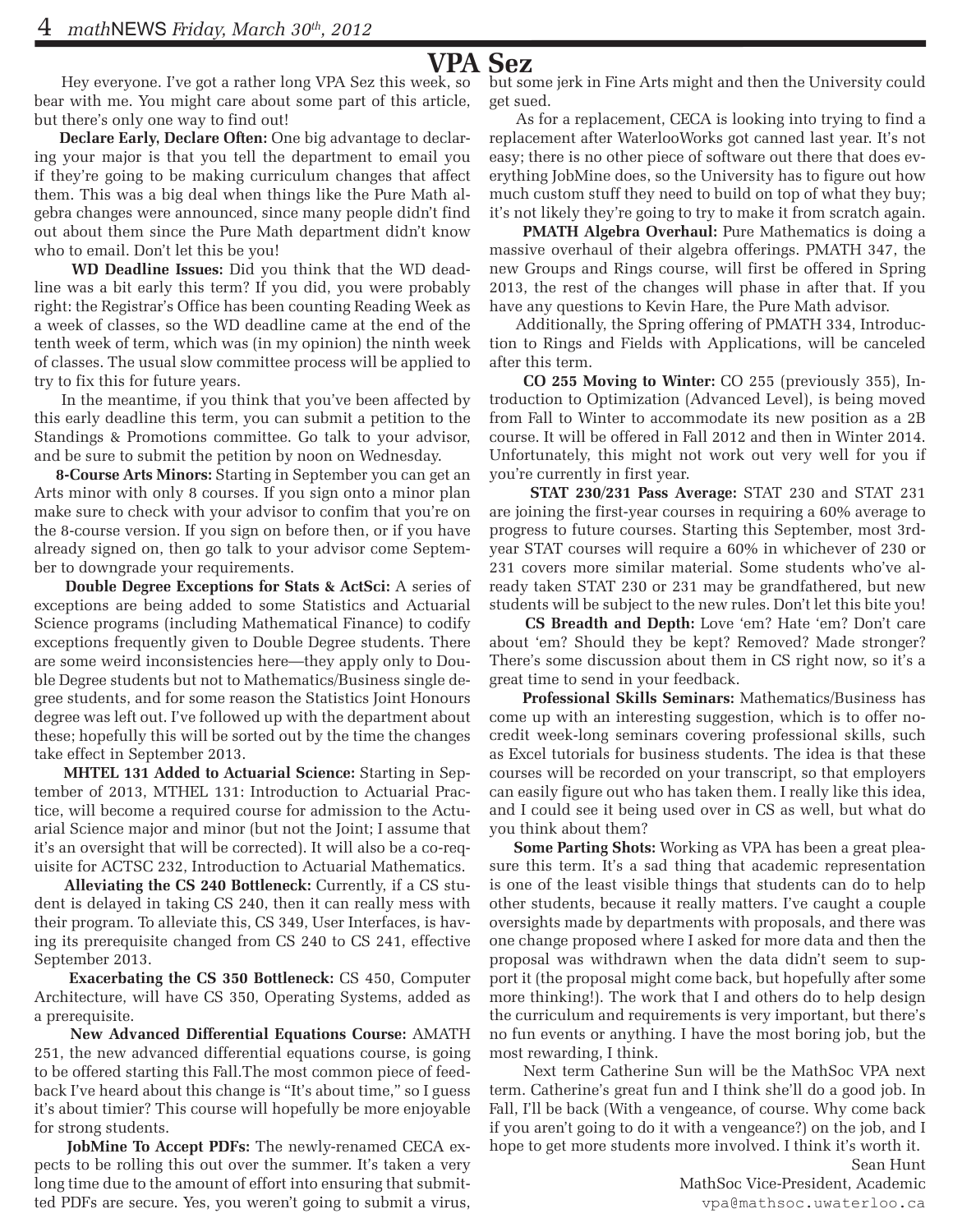# VPA Sez

Hey everyone. I've got a rather long VPA Sez this week, so bear with me. You might care about some part of this article, but there's only one way to find out!

**Declare Early, Declare Often:** One big advantage to declaring your major is that you tell the department to email you if they're going to be making curriculum changes that affect them. This was a big deal when things like the Pure Math algebra changes were announced, since many people didn't find out about them since the Pure Math department didn't know who to email. Don't let this be you!

**WD Deadline Issues:** Did you think that the WD deadline was a bit early this term? If you did, you were probably right: the Registrar's Office has been counting Reading Week as a week of classes, so the WD deadline came at the end of the tenth week of term, which was (in my opinion) the ninth week of classes. The usual slow committee process will be applied to try to fix this for future years.

In the meantime, if you think that you've been affected by this early deadline this term, you can submit a petition to the Standings & Promotions committee. Go talk to your advisor, and be sure to submit the petition by noon on Wednesday.

**8-Course Arts Minors:** Starting in September you can get an Arts minor with only 8 courses. If you sign onto a minor plan make sure to check with your advisor to confirm that you're on the 8-course version. If you sign on before then, or if you have already signed on, then go talk to your advisor come September to downgrade your requirements.

**Double Degree Exceptions for Stats & ActSci:** A series of exceptions are being added to some Statistics and Actuarial Science programs (including Mathematical Finance) to codify exceptions frequently given to Double Degree students. There are some weird inconsistencies here—they apply only to Double Degree students but not to Mathematics/Business single degree students, and for some reason the Statistics Joint Honours degree was left out. I've followed up with the department about these; hopefully this will be sorted out by the time the changes take effect in September 2013.

**MHTEL 131 Added to Actuarial Science:** Starting in September of 2013, MTHEL 131: Introduction to Actuarial Practice, will become a required course for admission to the Actuarial Science major and minor (but not the Joint; I assume that it's an oversight that will be corrected). It will also be a co-requisite for ACTSC 232, Introduction to Actuarial Mathematics.

**Alleviating the CS 240 Bottleneck:** Currently, if a CS student is delayed in taking CS 240, then it can really mess with their program. To alleviate this, CS 349, User Interfaces, is having its prerequisite changed from CS 240 to CS 241, effective September 2013.

**Exacerbating the CS 350 Bottleneck:** CS 450, Computer Architecture, will have CS 350, Operating Systems, added as a prerequisite.

**New Advanced Differential Equations Course:** AMATH 251, the new advanced differential equations course, is going to be offered starting this Fall.The most common piece of feedback I've heard about this change is "It's about time," so I guess it's about timier? This course will hopefully be more enjoyable for strong students.

**JobMine To Accept PDFs:** The newly-renamed CECA expects to be rolling this out over the summer. It's taken a very long time due to the amount of effort into ensuring that submitted PDFs are secure. Yes, you weren't going to submit a virus, but some jerk in Fine Arts might and then the University could get sued.

As for a replacement, CECA is looking into trying to find a replacement after WaterlooWorks got canned last year. It's not easy; there is no other piece of software out there that does everything JobMine does, so the University has to figure out how much custom stuff they need to build on top of what they buy; it's not likely they're going to try to make it from scratch again.

**PMATH Algebra Overhaul:** Pure Mathematics is doing a massive overhaul of their algebra offerings. PMATH 347, the new Groups and Rings course, will first be offered in Spring 2013, the rest of the changes will phase in after that. If you have any questions to Kevin Hare, the Pure Math advisor.

Additionally, the Spring offering of PMATH 334, Introduction to Rings and Fields with Applications, will be canceled after this term.

**CO 255 Moving to Winter:** CO 255 (previously 355), Introduction to Optimization (Advanced Level), is being moved from Fall to Winter to accommodate its new position as a 2B course. It will be offered in Fall 2012 and then in Winter 2014. Unfortunately, this might not work out very well for you if you're currently in first year.

**STAT 230/231 Pass Average:** STAT 230 and STAT 231 are joining the first-year courses in requiring a 60% average to progress to future courses. Starting this September, most 3rd-year STAT courses will require a 60% in whichever of 230 or 231 covers more similar material. Some students who've already taken STAT 230 or 231 may be grandfathered, but new students will be subject to the new rules. Don't let this bite you!

**CS Breadth and Depth:** Love 'em? Hate 'em? Don't care about 'em? Should they be kept? Removed? Made stronger? There's some discussion about them in CS right now, so it's a great time to send in your feedback.

**Professional Skills Seminars:** Mathematics/Business has come up with an interesting suggestion, which is to offer no-credit week-long seminars covering professional skills, such as Excel tutorials for business students. The idea is that these courses will be recorded on your transcript, so that employers can easily figure out who has taken them. I really like this idea, and I could see it being used over in CS as well, but what do you think about them?

**Some Parting Shots:** Working as VPA has been a great pleasure this term. It's a sad thing that academic representation is one of the least visible things that students can do to help other students, because it really matters. I've caught a couple oversights made by departments with proposals, and there was one change proposed where I asked for more data and then the proposal was withdrawn when the data didn't seem to support it (the proposal might come back, but hopefully after some more thinking!). The work that I and others do to help design the curriculum and requirements is very important, but there's no fun events or anything. I have the most boring job, but the most rewarding, I think.

Next term Catherine Sun will be the MathSoc VPA next term. Catherine's great fun and I think she'll do a good job. In Fall, I'll be back (With a vengeance, of course. Why come back if you aren't going to do it with a vengeance?) on the job, and I hope to get more students more involved. I think it's worth it.

Sean Hunt
MathSoc Vice-President, Academic
vpa@mathsoc.uwaterloo.ca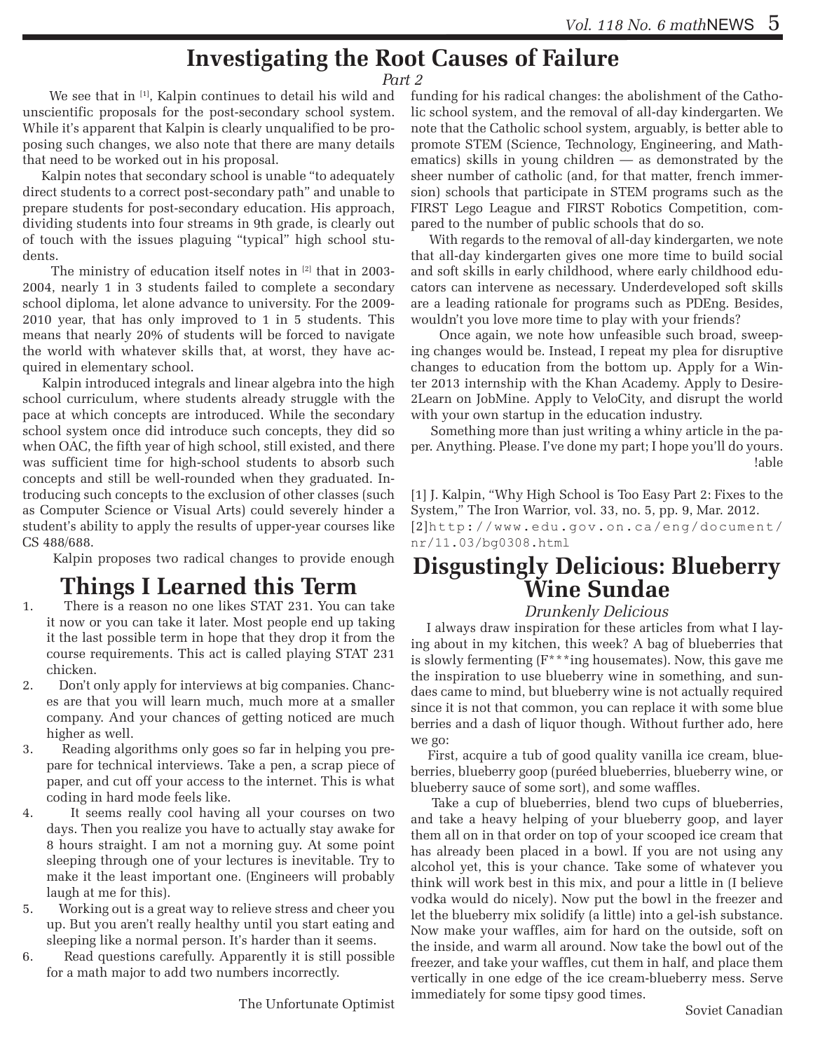# Investigating the Root Causes of Failure

*Part 2*

We see that in [1], Kalpin continues to detail his wild and unscientific proposals for the post-secondary school system. While it's apparent that Kalpin is clearly unqualified to be proposing such changes, we also note that there are many details that need to be worked out in his proposal.

Kalpin notes that secondary school is unable "to adequately direct students to a correct post-secondary path" and unable to prepare students for post-secondary education. His approach, dividing students into four streams in 9th grade, is clearly out of touch with the issues plaguing "typical" high school students.

The ministry of education itself notes in [2] that in 2003-2004, nearly 1 in 3 students failed to complete a secondary school diploma, let alone advance to university. For the 2009-2010 year, that has only improved to 1 in 5 students. This means that nearly 20% of students will be forced to navigate the world with whatever skills that, at worst, they have acquired in elementary school.

Kalpin introduced integrals and linear algebra into the high school curriculum, where students already struggle with the pace at which concepts are introduced. While the secondary school system once did introduce such concepts, they did so when OAC, the fifth year of high school, still existed, and there was sufficient time for high-school students to absorb such concepts and still be well-rounded when they graduated. Introducing such concepts to the exclusion of other classes (such as Computer Science or Visual Arts) could severely hinder a student's ability to apply the results of upper-year courses like CS 488/688.

Kalpin proposes two radical changes to provide enough funding for his radical changes: the abolishment of the Catholic school system, and the removal of all-day kindergarten. We note that the Catholic school system, arguably, is better able to promote STEM (Science, Technology, Engineering, and Mathematics) skills in young children — as demonstrated by the sheer number of catholic (and, for that matter, french immersion) schools that participate in STEM programs such as the FIRST Lego League and FIRST Robotics Competition, compared to the number of public schools that do so.

With regards to the removal of all-day kindergarten, we note that all-day kindergarten gives one more time to build social and soft skills in early childhood, where early childhood educators can intervene as necessary. Underdeveloped soft skills are a leading rationale for programs such as PDEng. Besides, wouldn't you love more time to play with your friends?

Once again, we note how unfeasible such broad, sweeping changes would be. Instead, I repeat my plea for disruptive changes to education from the bottom up. Apply for a Winter 2013 internship with the Khan Academy. Apply to Desire2Learn on JobMine. Apply to VeloCity, and disrupt the world with your own startup in the education industry.

Something more than just writing a whiny article in the paper. Anything. Please. I've done my part; I hope you'll do yours.

!able

[1] J. Kalpin, "Why High School is Too Easy Part 2: Fixes to the System," The Iron Warrior, vol. 33, no. 5, pp. 9, Mar. 2012.

[2] http://www.edu.gov.on.ca/eng/document/nr/11.03/bg0308.html

# Things I Learned this Term

1. There is a reason no one likes STAT 231. You can take it now or you can take it later. Most people end up taking it the last possible term in hope that they drop it from the course requirements. This act is called playing STAT 231 chicken.
2. Don't only apply for interviews at big companies. Chances are that you will learn much, much more at a smaller company. And your chances of getting noticed are much higher as well.
3. Reading algorithms only goes so far in helping you prepare for technical interviews. Take a pen, a scrap piece of paper, and cut off your access to the internet. This is what coding in hard mode feels like.
4. It seems really cool having all your courses on two days. Then you realize you have to actually stay awake for 8 hours straight. I am not a morning guy. At some point sleeping through one of your lectures is inevitable. Try to make it the least important one. (Engineers will probably laugh at me for this).
5. Working out is a great way to relieve stress and cheer you up. But you aren't really healthy until you start eating and sleeping like a normal person. It's harder than it seems.
6. Read questions carefully. Apparently it is still possible for a math major to add two numbers incorrectly.

The Unfortunate Optimist

# Disgustingly Delicious: Blueberry Wine Sundae

*Drunkenly Delicious*

I always draw inspiration for these articles from what I laying about in my kitchen, this week? A bag of blueberries that is slowly fermenting (F***ing housemates). Now, this gave me the inspiration to use blueberry wine in something, and sundaes came to mind, but blueberry wine is not actually required since it is not that common, you can replace it with some blue berries and a dash of liquor though. Without further ado, here we go:

First, acquire a tub of good quality vanilla ice cream, blueberries, blueberry goop (puréed blueberries, blueberry wine, or blueberry sauce of some sort), and some waffles.

Take a cup of blueberries, blend two cups of blueberries, and take a heavy helping of your blueberry goop, and layer them all on in that order on top of your scooped ice cream that has already been placed in a bowl. If you are not using any alcohol yet, this is your chance. Take some of whatever you think will work best in this mix, and pour a little in (I believe vodka would do nicely). Now put the bowl in the freezer and let the blueberry mix solidify (a little) into a gel-ish substance. Now make your waffles, aim for hard on the outside, soft on the inside, and warm all around. Now take the bowl out of the freezer, and take your waffles, cut them in half, and place them vertically in one edge of the ice cream-blueberry mess. Serve immediately for some tipsy good times.

Soviet Canadian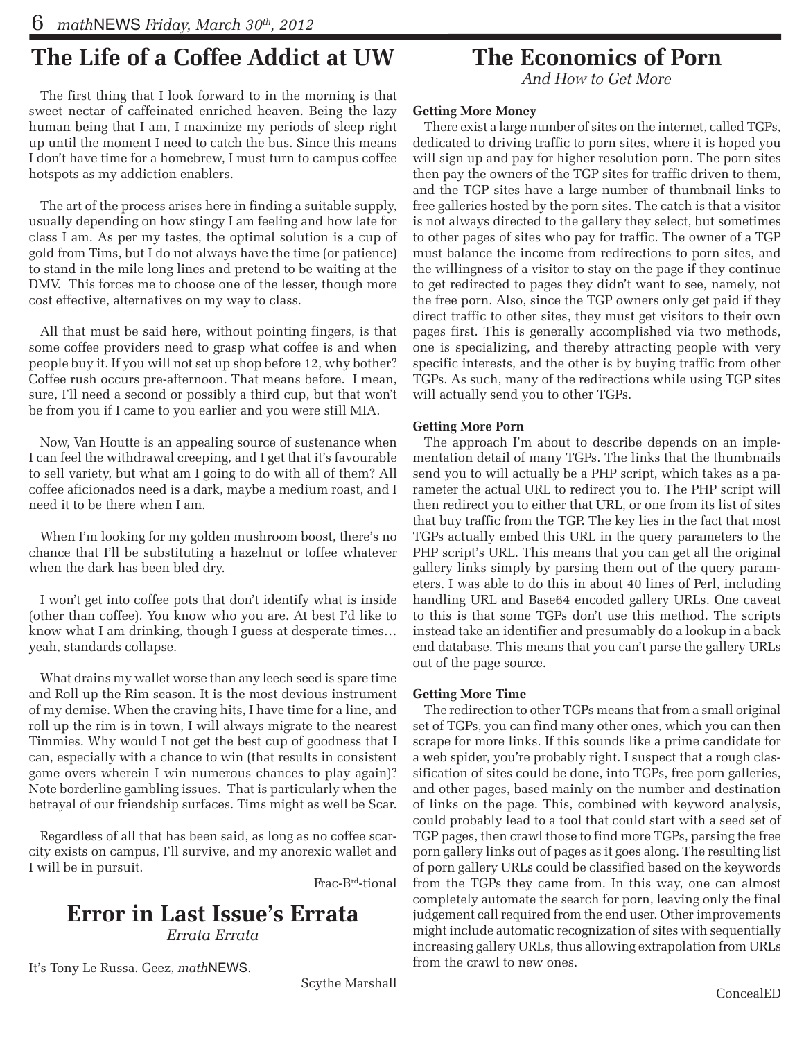## The Life of a Coffee Addict at UW

The first thing that I look forward to in the morning is that sweet nectar of caffeinated enriched heaven. Being the lazy human being that I am, I maximize my periods of sleep right up until the moment I need to catch the bus. Since this means I don't have time for a homebrew, I must turn to campus coffee hotspots as my addiction enablers.

The art of the process arises here in finding a suitable supply, usually depending on how stingy I am feeling and how late for class I am. As per my tastes, the optimal solution is a cup of gold from Tims, but I do not always have the time (or patience) to stand in the mile long lines and pretend to be waiting at the DMV. This forces me to choose one of the lesser, though more cost effective, alternatives on my way to class.

All that must be said here, without pointing fingers, is that some coffee providers need to grasp what coffee is and when people buy it. If you will not set up shop before 12, why bother? Coffee rush occurs pre-afternoon. That means before. I mean, sure, I'll need a second or possibly a third cup, but that won't be from you if I came to you earlier and you were still MIA.

Now, Van Houtte is an appealing source of sustenance when I can feel the withdrawal creeping, and I get that it's favourable to sell variety, but what am I going to do with all of them? All coffee aficionados need is a dark, maybe a medium roast, and I need it to be there when I am.

When I'm looking for my golden mushroom boost, there's no chance that I'll be substituting a hazelnut or toffee whatever when the dark has been bled dry.

I won't get into coffee pots that don't identify what is inside (other than coffee). You know who you are. At best I'd like to know what I am drinking, though I guess at desperate times… yeah, standards collapse.

What drains my wallet worse than any leech seed is spare time and Roll up the Rim season. It is the most devious instrument of my demise. When the craving hits, I have time for a line, and roll up the rim is in town, I will always migrate to the nearest Timmies. Why would I not get the best cup of goodness that I can, especially with a chance to win (that results in consistent game overs wherein I win numerous chances to play again)? Note borderline gambling issues. That is particularly when the betrayal of our friendship surfaces. Tims might as well be Scar.

Regardless of all that has been said, as long as no coffee scarcity exists on campus, I'll survive, and my anorexic wallet and I will be in pursuit.

Frac-B^rd^-tional

## Error in Last Issue's Errata

*Errata Errata*

It's Tony Le Russa. Geez, *math*NEWS.

Scythe Marshall

## The Economics of Porn

*And How to Get More*

**Getting More Money**

There exist a large number of sites on the internet, called TGPs, dedicated to driving traffic to porn sites, where it is hoped you will sign up and pay for higher resolution porn. The porn sites then pay the owners of the TGP sites for traffic driven to them, and the TGP sites have a large number of thumbnail links to free galleries hosted by the porn sites. The catch is that a visitor is not always directed to the gallery they select, but sometimes to other pages of sites who pay for traffic. The owner of a TGP must balance the income from redirections to porn sites, and the willingness of a visitor to stay on the page if they continue to get redirected to pages they didn't want to see, namely, not the free porn. Also, since the TGP owners only get paid if they direct traffic to other sites, they must get visitors to their own pages first. This is generally accomplished via two methods, one is specializing, and thereby attracting people with very specific interests, and the other is by buying traffic from other TGPs. As such, many of the redirections while using TGP sites will actually send you to other TGPs.

**Getting More Porn**

The approach I'm about to describe depends on an implementation detail of many TGPs. The links that the thumbnails send you to will actually be a PHP script, which takes as a parameter the actual URL to redirect you to. The PHP script will then redirect you to either that URL, or one from its list of sites that buy traffic from the TGP. The key lies in the fact that most TGPs actually embed this URL in the query parameters to the PHP script's URL. This means that you can get all the original gallery links simply by parsing them out of the query parameters. I was able to do this in about 40 lines of Perl, including handling URL and Base64 encoded gallery URLs. One caveat to this is that some TGPs don't use this method. The scripts instead take an identifier and presumably do a lookup in a back end database. This means that you can't parse the gallery URLs out of the page source.

**Getting More Time**

The redirection to other TGPs means that from a small original set of TGPs, you can find many other ones, which you can then scrape for more links. If this sounds like a prime candidate for a web spider, you're probably right. I suspect that a rough classification of sites could be done, into TGPs, free porn galleries, and other pages, based mainly on the number and destination of links on the page. This, combined with keyword analysis, could probably lead to a tool that could start with a seed set of TGP pages, then crawl those to find more TGPs, parsing the free porn gallery links out of pages as it goes along. The resulting list of porn gallery URLs could be classified based on the keywords from the TGPs they came from. In this way, one can almost completely automate the search for porn, leaving only the final judgement call required from the end user. Other improvements might include automatic recognization of sites with sequentially increasing gallery URLs, thus allowing extrapolation from URLs from the crawl to new ones.

ConcealED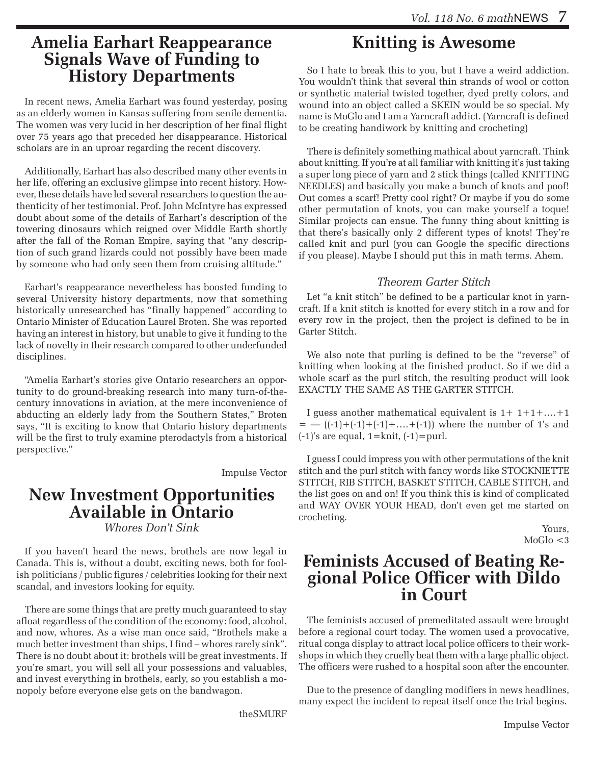# Amelia Earhart Reappearance Signals Wave of Funding to History Departments

In recent news, Amelia Earhart was found yesterday, posing as an elderly women in Kansas suffering from senile dementia. The women was very lucid in her description of her final flight over 75 years ago that preceded her disappearance. Historical scholars are in an uproar regarding the recent discovery.

Additionally, Earhart has also described many other events in her life, offering an exclusive glimpse into recent history. However, these details have led several researchers to question the authenticity of her testimonial. Prof. John McIntyre has expressed doubt about some of the details of Earhart's description of the towering dinosaurs which reigned over Middle Earth shortly after the fall of the Roman Empire, saying that "any description of such grand lizards could not possibly have been made by someone who had only seen them from cruising altitude."

Earhart's reappearance nevertheless has boosted funding to several University history departments, now that something historically unresearched has "finally happened" according to Ontario Minister of Education Laurel Broten. She was reported having an interest in history, but unable to give it funding to the lack of novelty in their research compared to other underfunded disciplines.

"Amelia Earhart's stories give Ontario researchers an opportunity to do ground-breaking research into many turn-of-the-century innovations in aviation, at the mere inconvenience of abducting an elderly lady from the Southern States," Broten says, "It is exciting to know that Ontario history departments will be the first to truly examine pterodactyls from a historical perspective."

Impulse Vector

# New Investment Opportunities Available in Ontario

*Whores Don't Sink*

If you haven't heard the news, brothels are now legal in Canada. This is, without a doubt, exciting news, both for foolish politicians / public figures / celebrities looking for their next scandal, and investors looking for equity.

There are some things that are pretty much guaranteed to stay afloat regardless of the condition of the economy: food, alcohol, and now, whores. As a wise man once said, "Brothels make a much better investment than ships, I find – whores rarely sink". There is no doubt about it: brothels will be great investments. If you're smart, you will sell all your possessions and valuables, and invest everything in brothels, early, so you establish a monopoly before everyone else gets on the bandwagon.

theSMURF

# Knitting is Awesome

So I hate to break this to you, but I have a weird addiction. You wouldn't think that several thin strands of wool or cotton or synthetic material twisted together, dyed pretty colors, and wound into an object called a SKEIN would be so special. My name is MoGlo and I am a Yarncraft addict. (Yarncraft is defined to be creating handiwork by knitting and crocheting)

There is definitely something mathical about yarncraft. Think about knitting. If you're at all familiar with knitting it's just taking a super long piece of yarn and 2 stick things (called KNITTING NEEDLES) and basically you make a bunch of knots and poof! Out comes a scarf! Pretty cool right? Or maybe if you do some other permutation of knots, you can make yourself a toque! Similar projects can ensue. The funny thing about knitting is that there's basically only 2 different types of knots! They're called knit and purl (you can Google the specific directions if you please). Maybe I should put this in math terms. Ahem.

*Theorem Garter Stitch*

Let "a knit stitch" be defined to be a particular knot in yarncraft. If a knit stitch is knotted for every stitch in a row and for every row in the project, then the project is defined to be in Garter Stitch.

We also note that purling is defined to be the "reverse" of knitting when looking at the finished product. So if we did a whole scarf as the purl stitch, the resulting product will look EXACTLY THE SAME AS THE GARTER STITCH.

I guess another mathematical equivalent is 1+ 1+1+….+1 = — ((-1)+(-1)+(-1)+….+(-1)) where the number of 1's and (-1)'s are equal, 1=knit, (-1)=purl.

I guess I could impress you with other permutations of the knit stitch and the purl stitch with fancy words like STOCKNIETTE STITCH, RIB STITCH, BASKET STITCH, CABLE STITCH, and the list goes on and on! If you think this is kind of complicated and WAY OVER YOUR HEAD, don't even get me started on crocheting.

Yours,
MoGlo <3

# Feminists Accused of Beating Regional Police Officer with Dildo in Court

The feminists accused of premeditated assault were brought before a regional court today. The women used a provocative, ritual conga display to attract local police officers to their workshops in which they cruelly beat them with a large phallic object. The officers were rushed to a hospital soon after the encounter.

Due to the presence of dangling modifiers in news headlines, many expect the incident to repeat itself once the trial begins.

Impulse Vector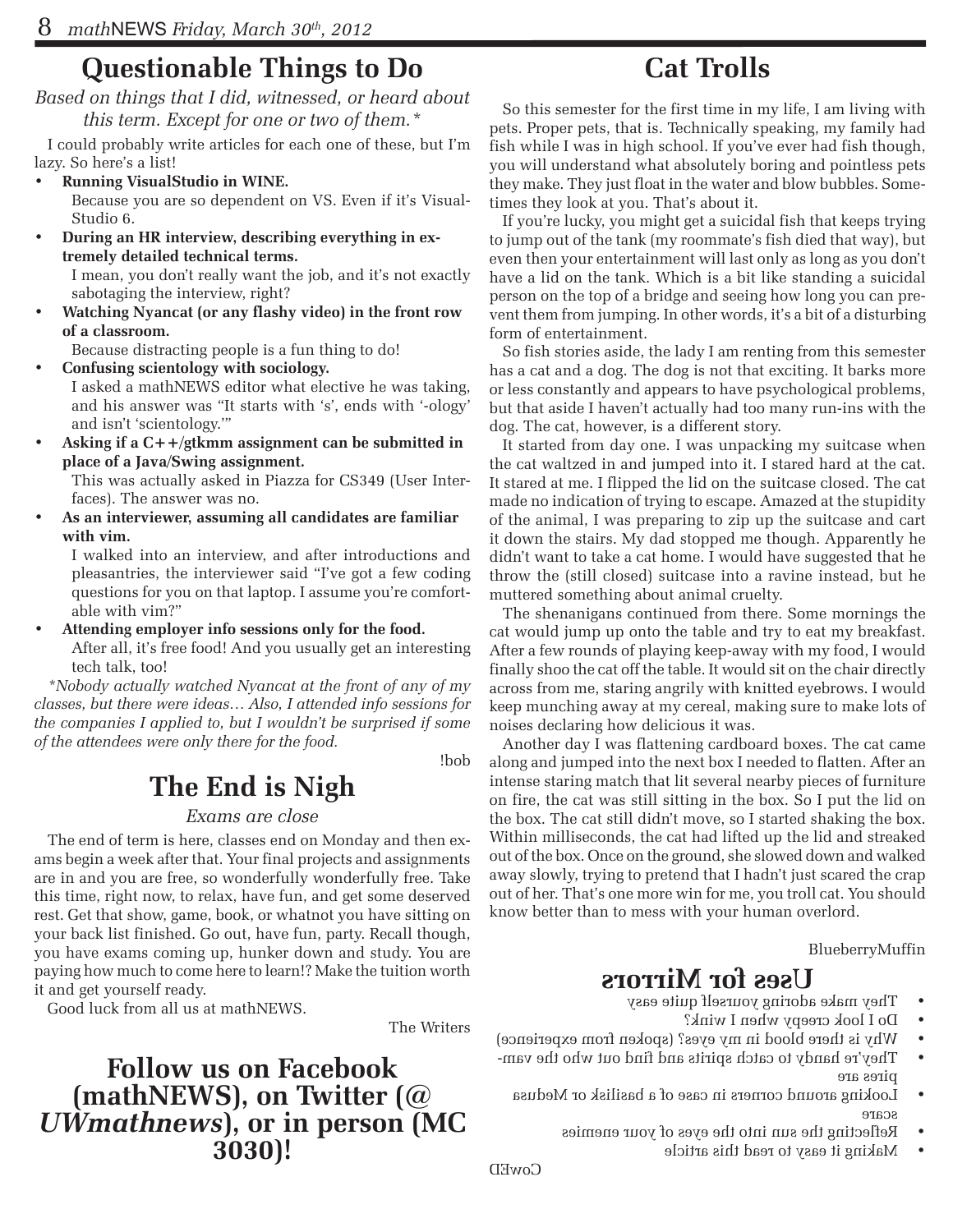# Questionable Things to Do

*Based on things that I did, witnessed, or heard about this term. Except for one or two of them.**

I could probably write articles for each one of these, but I'm lazy. So here's a list!

- **Running VisualStudio in WINE.**
  Because you are so dependent on VS. Even if it's VisualStudio 6.
- **During an HR interview, describing everything in extremely detailed technical terms.**
  I mean, you don't really want the job, and it's not exactly sabotaging the interview, right?
- **Watching Nyancat (or any flashy video) in the front row of a classroom.**
  Because distracting people is a fun thing to do!
- **Confusing scientology with sociology.**
  I asked a mathNEWS editor what elective he was taking, and his answer was "It starts with 's', ends with '-ology' and isn't 'scientology.'"
- **Asking if a C++/gtkmm assignment can be submitted in place of a Java/Swing assignment.**
  This was actually asked in Piazza for CS349 (User Interfaces). The answer was no.
- **As an interviewer, assuming all candidates are familiar with vim.**
  I walked into an interview, and after introductions and pleasantries, the interviewer said "I've got a few coding questions for you on that laptop. I assume you're comfortable with vim?"
- **Attending employer info sessions only for the food.**
  After all, it's free food! And you usually get an interesting tech talk, too!

*\*Nobody actually watched Nyancat at the front of any of my classes, but there were ideas… Also, I attended info sessions for the companies I applied to, but I wouldn't be surprised if some of the attendees were only there for the food.*

!bob

# The End is Nigh

*Exams are close*

The end of term is here, classes end on Monday and then exams begin a week after that. Your final projects and assignments are in and you are free, so wonderfully wonderfully free. Take this time, right now, to relax, have fun, and get some deserved rest. Get that show, game, book, or whatnot you have sitting on your back list finished. Go out, have fun, party. Recall though, you have exams coming up, hunker down and study. You are paying how much to come here to learn!? Make the tuition worth it and get yourself ready.

Good luck from all us at mathNEWS.

The Writers

# Follow us on Facebook (mathNEWS), on Twitter (@*UWmathnews*), or in person (MC 3030)!

# Cat Trolls

So this semester for the first time in my life, I am living with pets. Proper pets, that is. Technically speaking, my family had fish while I was in high school. If you've ever had fish though, you will understand what absolutely boring and pointless pets they make. They just float in the water and blow bubbles. Sometimes they look at you. That's about it.

If you're lucky, you might get a suicidal fish that keeps trying to jump out of the tank (my roommate's fish died that way), but even then your entertainment will last only as long as you don't have a lid on the tank. Which is a bit like standing a suicidal person on the top of a bridge and seeing how long you can prevent them from jumping. In other words, it's a bit of a disturbing form of entertainment.

So fish stories aside, the lady I am renting from this semester has a cat and a dog. The dog is not that exciting. It barks more or less constantly and appears to have psychological problems, but that aside I haven't actually had too many run-ins with the dog. The cat, however, is a different story.

It started from day one. I was unpacking my suitcase when the cat waltzed in and jumped into it. I stared hard at the cat. It stared at me. I flipped the lid on the suitcase closed. The cat made no indication of trying to escape. Amazed at the stupidity of the animal, I was preparing to zip up the suitcase and cart it down the stairs. My dad stopped me though. Apparently he didn't want to take a cat home. I would have suggested that he throw the (still closed) suitcase into a ravine instead, but he muttered something about animal cruelty.

The shenanigans continued from there. Some mornings the cat would jump up onto the table and try to eat my breakfast. After a few rounds of playing keep-away with my food, I would finally shoo the cat off the table. It would sit on the chair directly across from me, staring angrily with knitted eyebrows. I would keep munching away at my cereal, making sure to make lots of noises declaring how delicious it was.

Another day I was flattening cardboard boxes. The cat came along and jumped into the next box I needed to flatten. After an intense staring match that lit several nearby pieces of furniture on fire, the cat was still sitting in the box. So I put the lid on the box. The cat still didn't move, so I started shaking the box. Within milliseconds, the cat had lifted up the lid and streaked out of the box. Once on the ground, she slowed down and walked away slowly, trying to pretend that I hadn't just scared the crap out of her. That's one more win for me, you troll cat. You should know better than to mess with your human overlord.

BlueberryMuffin

# Uses for Mirrors

- They make adoring yourself quite easy
- Do I look creepy when I wink?
- Why is there blood in my eyes? (spoken from experience)
- They're handy to catch spirits and find out who the vampires are
- Looking around corners in case of a basilisk or Medusa scare
- Reflecting the sun into the eyes of your enemies
- Making it easy to read this article

CowED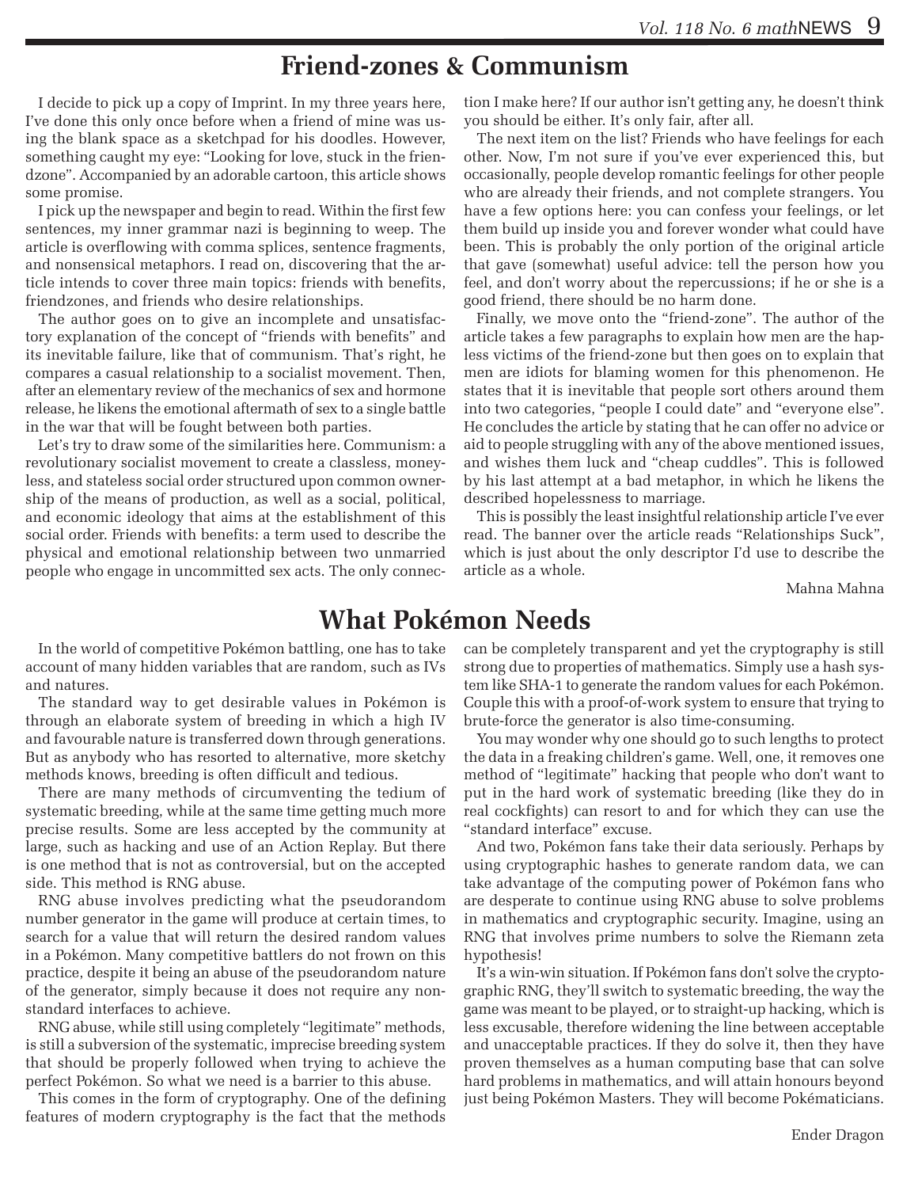## Friend-zones & Communism

I decide to pick up a copy of Imprint. In my three years here, I've done this only once before when a friend of mine was using the blank space as a sketchpad for his doodles. However, something caught my eye: "Looking for love, stuck in the friendzone". Accompanied by an adorable cartoon, this article shows some promise.

I pick up the newspaper and begin to read. Within the first few sentences, my inner grammar nazi is beginning to weep. The article is overflowing with comma splices, sentence fragments, and nonsensical metaphors. I read on, discovering that the article intends to cover three main topics: friends with benefits, friendzones, and friends who desire relationships.

The author goes on to give an incomplete and unsatisfactory explanation of the concept of "friends with benefits" and its inevitable failure, like that of communism. That's right, he compares a casual relationship to a socialist movement. Then, after an elementary review of the mechanics of sex and hormone release, he likens the emotional aftermath of sex to a single battle in the war that will be fought between both parties.

Let's try to draw some of the similarities here. Communism: a revolutionary socialist movement to create a classless, moneyless, and stateless social order structured upon common ownership of the means of production, as well as a social, political, and economic ideology that aims at the establishment of this social order. Friends with benefits: a term used to describe the physical and emotional relationship between two unmarried people who engage in uncommitted sex acts. The only connection I make here? If our author isn't getting any, he doesn't think you should be either. It's only fair, after all.

The next item on the list? Friends who have feelings for each other. Now, I'm not sure if you've ever experienced this, but occasionally, people develop romantic feelings for other people who are already their friends, and not complete strangers. You have a few options here: you can confess your feelings, or let them build up inside you and forever wonder what could have been. This is probably the only portion of the original article that gave (somewhat) useful advice: tell the person how you feel, and don't worry about the repercussions; if he or she is a good friend, there should be no harm done.

Finally, we move onto the "friend-zone". The author of the article takes a few paragraphs to explain how men are the hapless victims of the friend-zone but then goes on to explain that men are idiots for blaming women for this phenomenon. He states that it is inevitable that people sort others around them into two categories, "people I could date" and "everyone else". He concludes the article by stating that he can offer no advice or aid to people struggling with any of the above mentioned issues, and wishes them luck and "cheap cuddles". This is followed by his last attempt at a bad metaphor, in which he likens the described hopelessness to marriage.

This is possibly the least insightful relationship article I've ever read. The banner over the article reads "Relationships Suck", which is just about the only descriptor I'd use to describe the article as a whole.

Mahna Mahna

## What Pokémon Needs

In the world of competitive Pokémon battling, one has to take account of many hidden variables that are random, such as IVs and natures.

The standard way to get desirable values in Pokémon is through an elaborate system of breeding in which a high IV and favourable nature is transferred down through generations. But as anybody who has resorted to alternative, more sketchy methods knows, breeding is often difficult and tedious.

There are many methods of circumventing the tedium of systematic breeding, while at the same time getting much more precise results. Some are less accepted by the community at large, such as hacking and use of an Action Replay. But there is one method that is not as controversial, but on the accepted side. This method is RNG abuse.

RNG abuse involves predicting what the pseudorandom number generator in the game will produce at certain times, to search for a value that will return the desired random values in a Pokémon. Many competitive battlers do not frown on this practice, despite it being an abuse of the pseudorandom nature of the generator, simply because it does not require any non-standard interfaces to achieve.

RNG abuse, while still using completely "legitimate" methods, is still a subversion of the systematic, imprecise breeding system that should be properly followed when trying to achieve the perfect Pokémon. So what we need is a barrier to this abuse.

This comes in the form of cryptography. One of the defining features of modern cryptography is the fact that the methods can be completely transparent and yet the cryptography is still strong due to properties of mathematics. Simply use a hash system like SHA-1 to generate the random values for each Pokémon. Couple this with a proof-of-work system to ensure that trying to brute-force the generator is also time-consuming.

You may wonder why one should go to such lengths to protect the data in a freaking children's game. Well, one, it removes one method of "legitimate" hacking that people who don't want to put in the hard work of systematic breeding (like they do in real cockfights) can resort to and for which they can use the "standard interface" excuse.

And two, Pokémon fans take their data seriously. Perhaps by using cryptographic hashes to generate random data, we can take advantage of the computing power of Pokémon fans who are desperate to continue using RNG abuse to solve problems in mathematics and cryptographic security. Imagine, using an RNG that involves prime numbers to solve the Riemann zeta hypothesis!

It's a win-win situation. If Pokémon fans don't solve the cryptographic RNG, they'll switch to systematic breeding, the way the game was meant to be played, or to straight-up hacking, which is less excusable, therefore widening the line between acceptable and unacceptable practices. If they do solve it, then they have proven themselves as a human computing base that can solve hard problems in mathematics, and will attain honours beyond just being Pokémon Masters. They will become Pokématicians.

Ender Dragon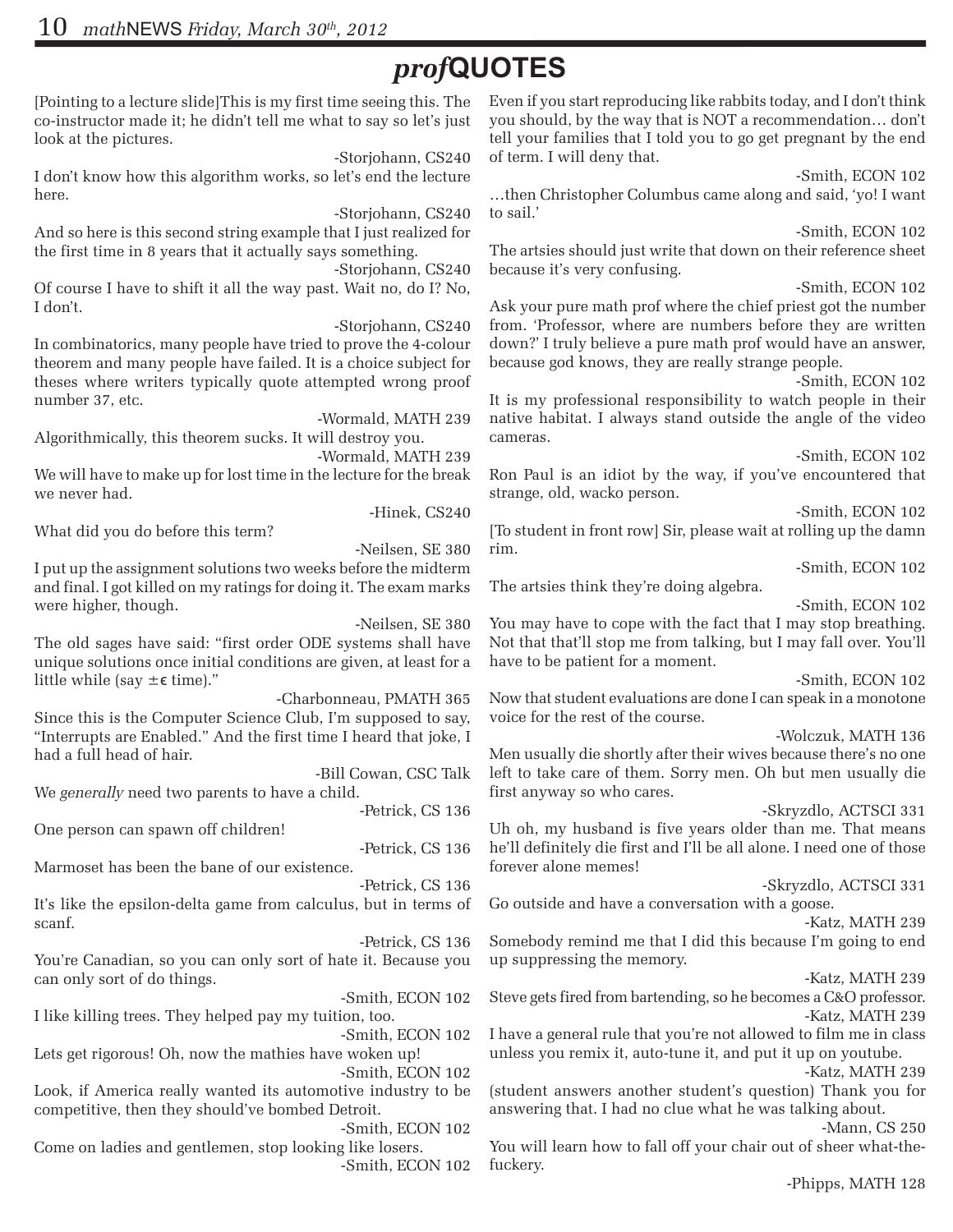# *prof*QUOTES

[Pointing to a lecture slide]This is my first time seeing this. The co-instructor made it; he didn't tell me what to say so let's just look at the pictures.

-Storjohann, CS240

I don't know how this algorithm works, so let's end the lecture here.

-Storjohann, CS240

And so here is this second string example that I just realized for the first time in 8 years that it actually says something.

-Storjohann, CS240

Of course I have to shift it all the way past. Wait no, do I? No, I don't.

-Storjohann, CS240

In combinatorics, many people have tried to prove the 4-colour theorem and many people have failed. It is a choice subject for theses where writers typically quote attempted wrong proof number 37, etc.

-Wormald, MATH 239

Algorithmically, this theorem sucks. It will destroy you.

-Wormald, MATH 239

We will have to make up for lost time in the lecture for the break we never had.

-Hinek, CS240

What did you do before this term?

-Neilsen, SE 380

I put up the assignment solutions two weeks before the midterm and final. I got killed on my ratings for doing it. The exam marks were higher, though.

-Neilsen, SE 380

The old sages have said: "first order ODE systems shall have unique solutions once initial conditions are given, at least for a little while (say $\pm\epsilon$ time)."

-Charbonneau, PMATH 365

Since this is the Computer Science Club, I'm supposed to say, "Interrupts are Enabled." And the first time I heard that joke, I had a full head of hair.

-Bill Cowan, CSC Talk

We *generally* need two parents to have a child.

-Petrick, CS 136

One person can spawn off children!

-Petrick, CS 136

Marmoset has been the bane of our existence.

-Petrick, CS 136

It's like the epsilon-delta game from calculus, but in terms of scanf.

-Petrick, CS 136

You're Canadian, so you can only sort of hate it. Because you can only sort of do things.

-Smith, ECON 102

I like killing trees. They helped pay my tuition, too.

-Smith, ECON 102

Lets get rigorous! Oh, now the mathies have woken up!

-Smith, ECON 102

Look, if America really wanted its automotive industry to be competitive, then they should've bombed Detroit.

-Smith, ECON 102

Come on ladies and gentlemen, stop looking like losers.

-Smith, ECON 102

Even if you start reproducing like rabbits today, and I don't think you should, by the way that is NOT a recommendation… don't tell your families that I told you to go get pregnant by the end of term. I will deny that.

-Smith, ECON 102

…then Christopher Columbus came along and said, 'yo! I want to sail.'

-Smith, ECON 102

The artsies should just write that down on their reference sheet because it's very confusing.

-Smith, ECON 102

Ask your pure math prof where the chief priest got the number from. 'Professor, where are numbers before they are written down?' I truly believe a pure math prof would have an answer, because god knows, they are really strange people.

-Smith, ECON 102

It is my professional responsibility to watch people in their native habitat. I always stand outside the angle of the video cameras.

-Smith, ECON 102

Ron Paul is an idiot by the way, if you've encountered that strange, old, wacko person.

-Smith, ECON 102

[To student in front row] Sir, please wait at rolling up the damn rim.

-Smith, ECON 102

The artsies think they're doing algebra.

-Smith, ECON 102

You may have to cope with the fact that I may stop breathing. Not that that'll stop me from talking, but I may fall over. You'll have to be patient for a moment.

-Smith, ECON 102

Now that student evaluations are done I can speak in a monotone voice for the rest of the course.

-Wolczuk, MATH 136

Men usually die shortly after their wives because there's no one left to take care of them. Sorry men. Oh but men usually die first anyway so who cares.

-Skryzdlo, ACTSCI 331

Uh oh, my husband is five years older than me. That means he'll definitely die first and I'll be all alone. I need one of those forever alone memes!

-Skryzdlo, ACTSCI 331

Go outside and have a conversation with a goose.

-Katz, MATH 239

Somebody remind me that I did this because I'm going to end up suppressing the memory.

-Katz, MATH 239

Steve gets fired from bartending, so he becomes a C&O professor.

-Katz, MATH 239

I have a general rule that you're not allowed to film me in class unless you remix it, auto-tune it, and put it up on youtube.

-Katz, MATH 239

(student answers another student's question) Thank you for answering that. I had no clue what he was talking about.

-Mann, CS 250

You will learn how to fall off your chair out of sheer what-the-fuckery.

-Phipps, MATH 128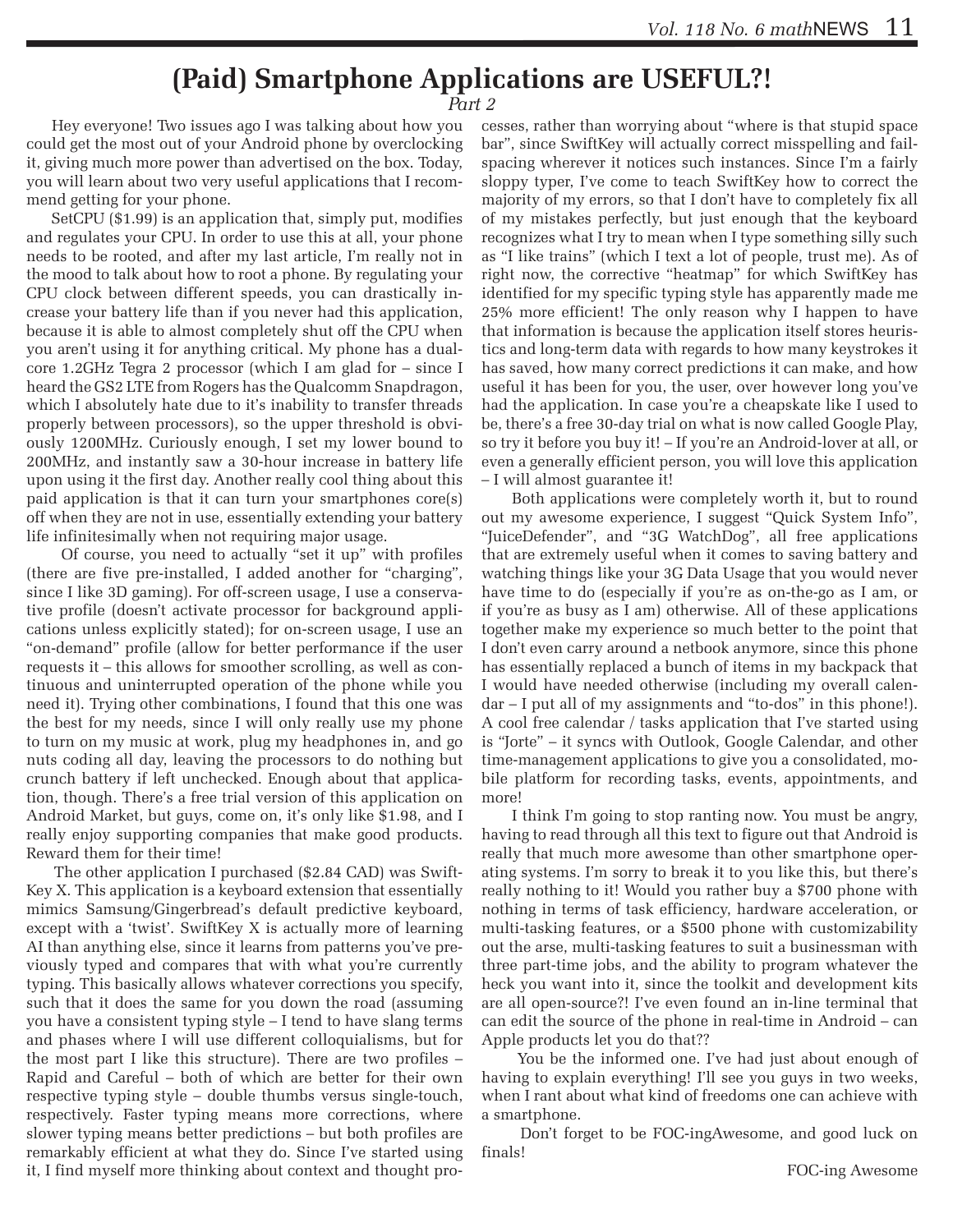# (Paid) Smartphone Applications are USEFUL?!

*Part 2*

Hey everyone! Two issues ago I was talking about how you could get the most out of your Android phone by overclocking it, giving much more power than advertised on the box. Today, you will learn about two very useful applications that I recommend getting for your phone.

SetCPU ($1.99) is an application that, simply put, modifies and regulates your CPU. In order to use this at all, your phone needs to be rooted, and after my last article, I'm really not in the mood to talk about how to root a phone. By regulating your CPU clock between different speeds, you can drastically increase your battery life than if you never had this application, because it is able to almost completely shut off the CPU when you aren't using it for anything critical. My phone has a dual-core 1.2GHz Tegra 2 processor (which I am glad for – since I heard the GS2 LTE from Rogers has the Qualcomm Snapdragon, which I absolutely hate due to it's inability to transfer threads properly between processors), so the upper threshold is obviously 1200MHz. Curiously enough, I set my lower bound to 200MHz, and instantly saw a 30-hour increase in battery life upon using it the first day. Another really cool thing about this paid application is that it can turn your smartphones core(s) off when they are not in use, essentially extending your battery life infinitesimally when not requiring major usage.

Of course, you need to actually "set it up" with profiles (there are five pre-installed, I added another for "charging", since I like 3D gaming). For off-screen usage, I use a conservative profile (doesn't activate processor for background applications unless explicitly stated); for on-screen usage, I use an "on-demand" profile (allow for better performance if the user requests it – this allows for smoother scrolling, as well as continuous and uninterrupted operation of the phone while you need it). Trying other combinations, I found that this one was the best for my needs, since I will only really use my phone to turn on my music at work, plug my headphones in, and go nuts coding all day, leaving the processors to do nothing but crunch battery if left unchecked. Enough about that application, though. There's a free trial version of this application on Android Market, but guys, come on, it's only like $1.98, and I really enjoy supporting companies that make good products. Reward them for their time!

The other application I purchased ($2.84 CAD) was SwiftKey X. This application is a keyboard extension that essentially mimics Samsung/Gingerbread's default predictive keyboard, except with a 'twist'. SwiftKey X is actually more of learning AI than anything else, since it learns from patterns you've previously typed and compares that with what you're currently typing. This basically allows whatever corrections you specify, such that it does the same for you down the road (assuming you have a consistent typing style – I tend to have slang terms and phases where I will use different colloquialisms, but for the most part I like this structure). There are two profiles – Rapid and Careful – both of which are better for their own respective typing style – double thumbs versus single-touch, respectively. Faster typing means more corrections, where slower typing means better predictions – but both profiles are remarkably efficient at what they do. Since I've started using it, I find myself more thinking about context and thought processes, rather than worrying about "where is that stupid space bar", since SwiftKey will actually correct misspelling and fail-spacing wherever it notices such instances. Since I'm a fairly sloppy typer, I've come to teach SwiftKey how to correct the majority of my errors, so that I don't have to completely fix all of my mistakes perfectly, but just enough that the keyboard recognizes what I try to mean when I type something silly such as "I like trains" (which I text a lot of people, trust me). As of right now, the corrective "heatmap" for which SwiftKey has identified for my specific typing style has apparently made me 25% more efficient! The only reason why I happen to have that information is because the application itself stores heuristics and long-term data with regards to how many keystrokes it has saved, how many correct predictions it can make, and how useful it has been for you, the user, over however long you've had the application. In case you're a cheapskate like I used to be, there's a free 30-day trial on what is now called Google Play, so try it before you buy it! – If you're an Android-lover at all, or even a generally efficient person, you will love this application – I will almost guarantee it!

Both applications were completely worth it, but to round out my awesome experience, I suggest "Quick System Info", "JuiceDefender", and "3G WatchDog", all free applications that are extremely useful when it comes to saving battery and watching things like your 3G Data Usage that you would never have time to do (especially if you're as on-the-go as I am, or if you're as busy as I am) otherwise. All of these applications together make my experience so much better to the point that I don't even carry around a netbook anymore, since this phone has essentially replaced a bunch of items in my backpack that I would have needed otherwise (including my overall calendar – I put all of my assignments and "to-dos" in this phone!). A cool free calendar / tasks application that I've started using is "Jorte" – it syncs with Outlook, Google Calendar, and other time-management applications to give you a consolidated, mobile platform for recording tasks, events, appointments, and more!

I think I'm going to stop ranting now. You must be angry, having to read through all this text to figure out that Android is really that much more awesome than other smartphone operating systems. I'm sorry to break it to you like this, but there's really nothing to it! Would you rather buy a $700 phone with nothing in terms of task efficiency, hardware acceleration, or multi-tasking features, or a $500 phone with customizability out the arse, multi-tasking features to suit a businessman with three part-time jobs, and the ability to program whatever the heck you want into it, since the toolkit and development kits are all open-source?! I've even found an in-line terminal that can edit the source of the phone in real-time in Android – can Apple products let you do that??

You be the informed one. I've had just about enough of having to explain everything! I'll see you guys in two weeks, when I rant about what kind of freedoms one can achieve with a smartphone.

Don't forget to be FOC-ingAwesome, and good luck on finals!

FOC-ing Awesome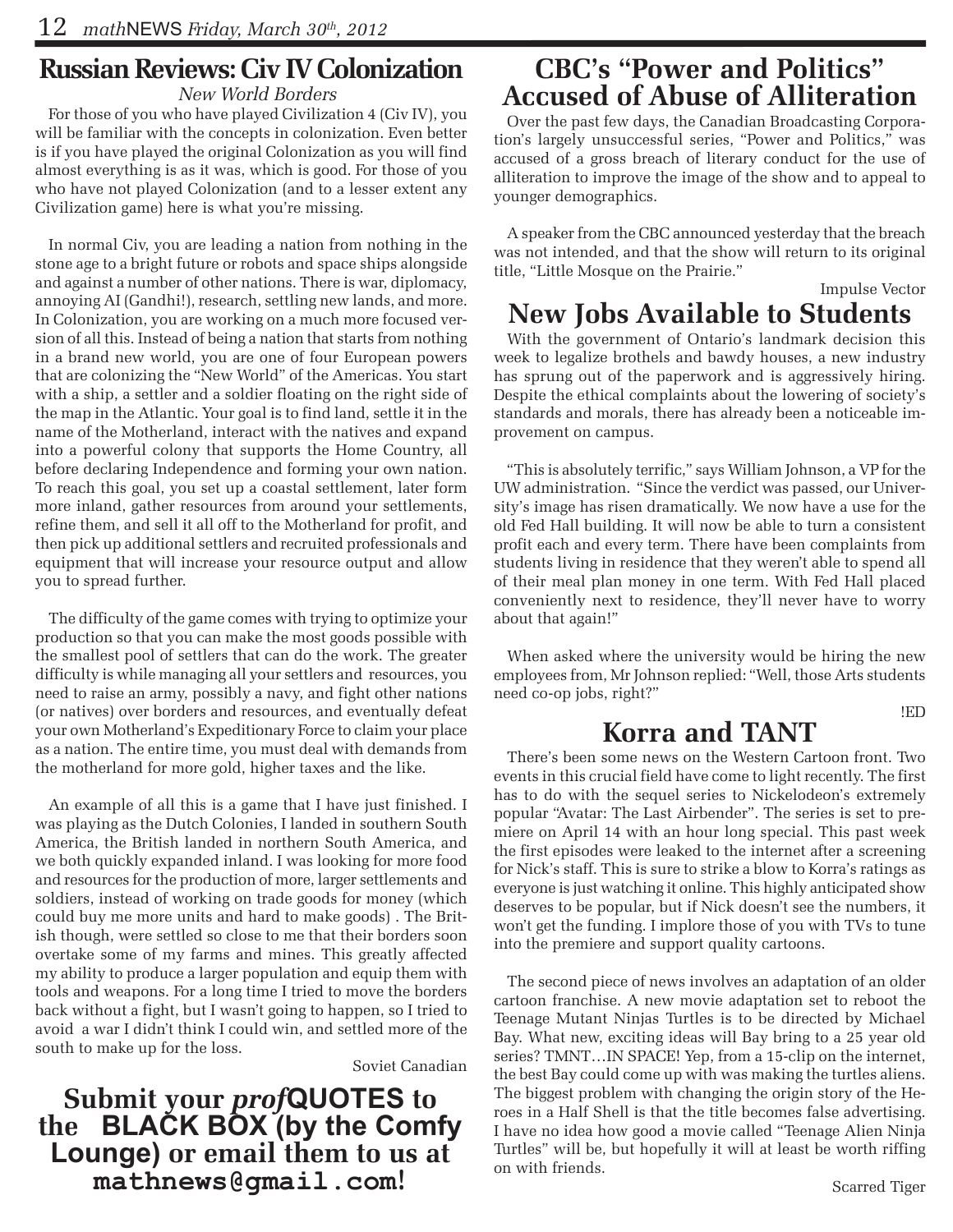## Russian Reviews: Civ IV Colonization

*New World Borders*

For those of you who have played Civilization 4 (Civ IV), you will be familiar with the concepts in colonization. Even better is if you have played the original Colonization as you will find almost everything is as it was, which is good. For those of you who have not played Colonization (and to a lesser extent any Civilization game) here is what you're missing.

In normal Civ, you are leading a nation from nothing in the stone age to a bright future or robots and space ships alongside and against a number of other nations. There is war, diplomacy, annoying AI (Gandhi!), research, settling new lands, and more. In Colonization, you are working on a much more focused version of all this. Instead of being a nation that starts from nothing in a brand new world, you are one of four European powers that are colonizing the "New World" of the Americas. You start with a ship, a settler and a soldier floating on the right side of the map in the Atlantic. Your goal is to find land, settle it in the name of the Motherland, interact with the natives and expand into a powerful colony that supports the Home Country, all before declaring Independence and forming your own nation. To reach this goal, you set up a coastal settlement, later form more inland, gather resources from around your settlements, refine them, and sell it all off to the Motherland for profit, and then pick up additional settlers and recruited professionals and equipment that will increase your resource output and allow you to spread further.

The difficulty of the game comes with trying to optimize your production so that you can make the most goods possible with the smallest pool of settlers that can do the work. The greater difficulty is while managing all your settlers and resources, you need to raise an army, possibly a navy, and fight other nations (or natives) over borders and resources, and eventually defeat your own Motherland's Expeditionary Force to claim your place as a nation. The entire time, you must deal with demands from the motherland for more gold, higher taxes and the like.

An example of all this is a game that I have just finished. I was playing as the Dutch Colonies, I landed in southern South America, the British landed in northern South America, and we both quickly expanded inland. I was looking for more food and resources for the production of more, larger settlements and soldiers, instead of working on trade goods for money (which could buy me more units and hard to make goods) . The British though, were settled so close to me that their borders soon overtake some of my farms and mines. This greatly affected my ability to produce a larger population and equip them with tools and weapons. For a long time I tried to move the borders back without a fight, but I wasn't going to happen, so I tried to avoid a war I didn't think I could win, and settled more of the south to make up for the loss.

Soviet Canadian

**Submit your *prof*QUOTES to the BLACK BOX (by the Comfy Lounge) or email them to us at `mathnews@gmail.com`!**

## CBC's "Power and Politics" Accused of Abuse of Alliteration

Over the past few days, the Canadian Broadcasting Corporation's largely unsuccessful series, "Power and Politics," was accused of a gross breach of literary conduct for the use of alliteration to improve the image of the show and to appeal to younger demographics.

A speaker from the CBC announced yesterday that the breach was not intended, and that the show will return to its original title, "Little Mosque on the Prairie."

Impulse Vector

## New Jobs Available to Students

With the government of Ontario's landmark decision this week to legalize brothels and bawdy houses, a new industry has sprung out of the paperwork and is aggressively hiring. Despite the ethical complaints about the lowering of society's standards and morals, there has already been a noticeable improvement on campus.

"This is absolutely terrific," says William Johnson, a VP for the UW administration. "Since the verdict was passed, our University's image has risen dramatically. We now have a use for the old Fed Hall building. It will now be able to turn a consistent profit each and every term. There have been complaints from students living in residence that they weren't able to spend all of their meal plan money in one term. With Fed Hall placed conveniently next to residence, they'll never have to worry about that again!"

When asked where the university would be hiring the new employees from, Mr Johnson replied: "Well, those Arts students need co-op jobs, right?"

!ED

## Korra and TANT

There's been some news on the Western Cartoon front. Two events in this crucial field have come to light recently. The first has to do with the sequel series to Nickelodeon's extremely popular "Avatar: The Last Airbender". The series is set to premiere on April 14 with an hour long special. This past week the first episodes were leaked to the internet after a screening for Nick's staff. This is sure to strike a blow to Korra's ratings as everyone is just watching it online. This highly anticipated show deserves to be popular, but if Nick doesn't see the numbers, it won't get the funding. I implore those of you with TVs to tune into the premiere and support quality cartoons.

The second piece of news involves an adaptation of an older cartoon franchise. A new movie adaptation set to reboot the Teenage Mutant Ninjas Turtles is to be directed by Michael Bay. What new, exciting ideas will Bay bring to a 25 year old series? TMNT…IN SPACE! Yep, from a 15-clip on the internet, the best Bay could come up with was making the turtles aliens. The biggest problem with changing the origin story of the Heroes in a Half Shell is that the title becomes false advertising. I have no idea how good a movie called "Teenage Alien Ninja Turtles" will be, but hopefully it will at least be worth riffing on with friends.

Scarred Tiger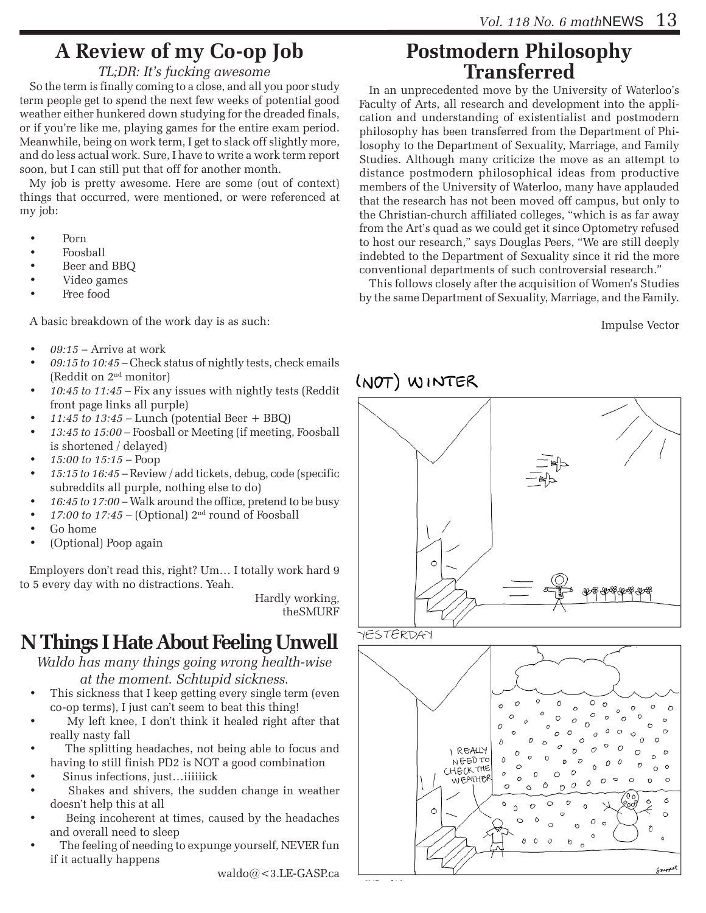# A Review of my Co-op Job

*TL;DR: It's fucking awesome*

So the term is finally coming to a close, and all you poor study term people get to spend the next few weeks of potential good weather either hunkered down studying for the dreaded finals, or if you're like me, playing games for the entire exam period. Meanwhile, being on work term, I get to slack off slightly more, and do less actual work. Sure, I have to write a work term report soon, but I can still put that off for another month.

My job is pretty awesome. Here are some (out of context) things that occurred, were mentioned, or were referenced at my job:

- Porn
- Foosball
- Beer and BBQ
- Video games
- Free food

A basic breakdown of the work day is as such:

- *09:15* – Arrive at work
- *09:15 to 10:45* – Check status of nightly tests, check emails (Reddit on 2nd monitor)
- *10:45 to 11:45* – Fix any issues with nightly tests (Reddit front page links all purple)
- *11:45 to 13:45* – Lunch (potential Beer + BBQ)
- *13:45 to 15:00* – Foosball or Meeting (if meeting, Foosball is shortened / delayed)
- *15:00 to 15:15* – Poop
- *15:15 to 16:45* – Review / add tickets, debug, code (specific subreddits all purple, nothing else to do)
- *16:45 to 17:00* – Walk around the office, pretend to be busy
- *17:00 to 17:45* – (Optional) 2nd round of Foosball
- Go home
- (Optional) Poop again

Employers don't read this, right? Um… I totally work hard 9 to 5 every day with no distractions. Yeah.

Hardly working,
theSMURF

# N Things I Hate About Feeling Unwell

*Waldo has many things going wrong health-wise at the moment. Schtupid sickness.*

- This sickness that I keep getting every single term (even co-op terms), I just can't seem to beat this thing!
- My left knee, I don't think it healed right after that really nasty fall
- The splitting headaches, not being able to focus and having to still finish PD2 is NOT a good combination
- Sinus infections, just…iiiiiick
- Shakes and shivers, the sudden change in weather doesn't help this at all
- Being incoherent at times, caused by the headaches and overall need to sleep
- The feeling of needing to expunge yourself, NEVER fun if it actually happens

waldo@<3.LE-GASP.ca

# Postmodern Philosophy Transferred

In an unprecedented move by the University of Waterloo's Faculty of Arts, all research and development into the application and understanding of existentialist and postmodern philosophy has been transferred from the Department of Philosophy to the Department of Sexuality, Marriage, and Family Studies. Although many criticize the move as an attempt to distance postmodern philosophical ideas from productive members of the University of Waterloo, many have applauded that the research has not been moved off campus, but only to the Christian-church affiliated colleges, "which is as far away from the Art's quad as we could get it since Optometry refused to host our research," says Douglas Peers, "We are still deeply indebted to the Department of Sexuality since it rid the more conventional departments of such controversial research."

This follows closely after the acquisition of Women's Studies by the same Department of Sexuality, Marriage, and the Family.

Impulse Vector

(NOT) WINTER

YESTERDAY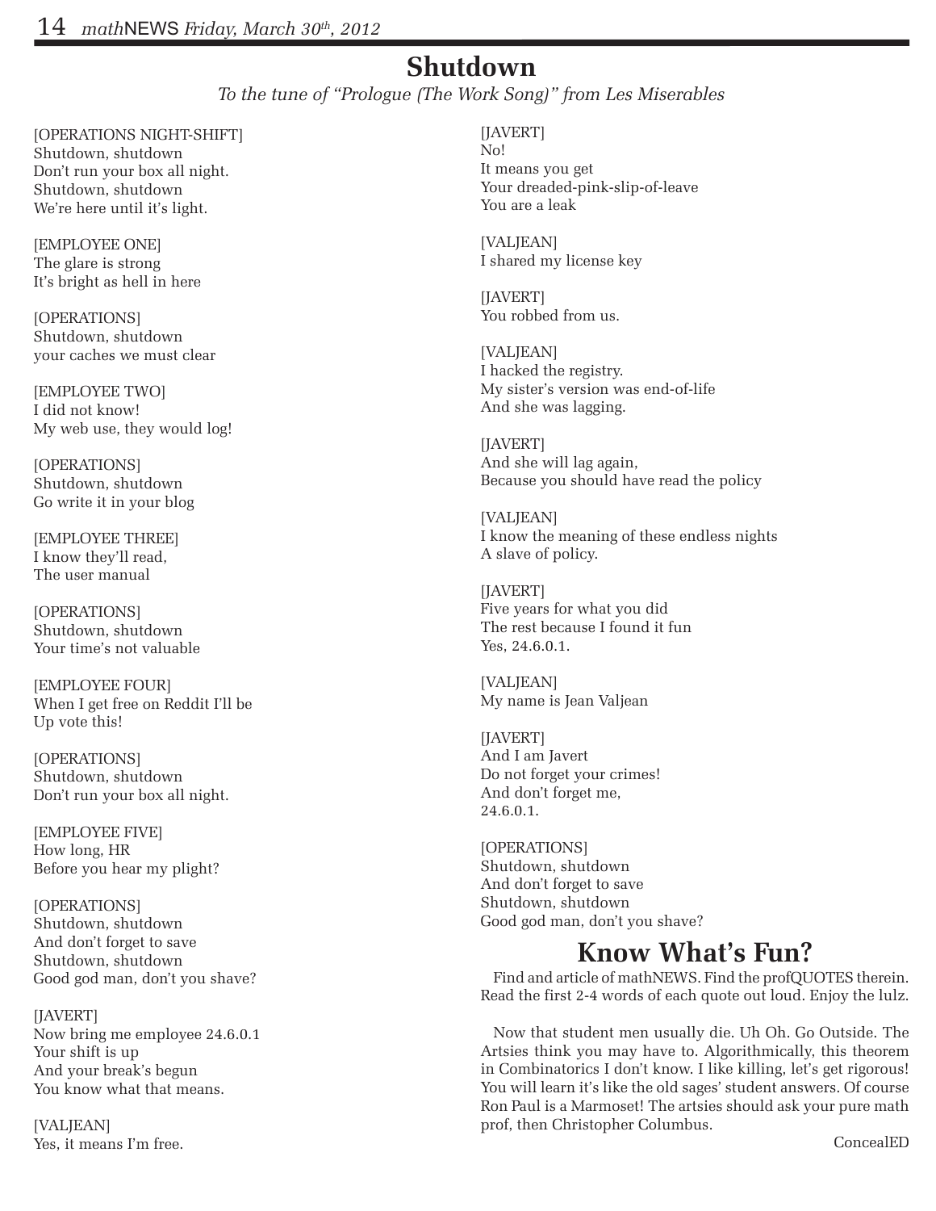# Shutdown

*To the tune of "Prologue (The Work Song)" from Les Miserables*

[OPERATIONS NIGHT-SHIFT]
Shutdown, shutdown
Don't run your box all night.
Shutdown, shutdown
We're here until it's light.

[EMPLOYEE ONE]
The glare is strong
It's bright as hell in here

[OPERATIONS]
Shutdown, shutdown
your caches we must clear

[EMPLOYEE TWO]
I did not know!
My web use, they would log!

[OPERATIONS]
Shutdown, shutdown
Go write it in your blog

[EMPLOYEE THREE]
I know they'll read,
The user manual

[OPERATIONS]
Shutdown, shutdown
Your time's not valuable

[EMPLOYEE FOUR]
When I get free on Reddit I'll be
Up vote this!

[OPERATIONS]
Shutdown, shutdown
Don't run your box all night.

[EMPLOYEE FIVE]
How long, HR
Before you hear my plight?

[OPERATIONS]
Shutdown, shutdown
And don't forget to save
Shutdown, shutdown
Good god man, don't you shave?

[JAVERT]
Now bring me employee 24.6.0.1
Your shift is up
And your break's begun
You know what that means.

[VALJEAN]
Yes, it means I'm free.

[JAVERT]
No!
It means you get
Your dreaded-pink-slip-of-leave
You are a leak

[VALJEAN]
I shared my license key

[JAVERT]
You robbed from us.

[VALJEAN]
I hacked the registry.
My sister's version was end-of-life
And she was lagging.

[JAVERT]
And she will lag again,
Because you should have read the policy

[VALJEAN]
I know the meaning of these endless nights
A slave of policy.

[JAVERT]
Five years for what you did
The rest because I found it fun
Yes, 24.6.0.1.

[VALJEAN]
My name is Jean Valjean

[JAVERT]
And I am Javert
Do not forget your crimes!
And don't forget me,
24.6.0.1.

[OPERATIONS]
Shutdown, shutdown
And don't forget to save
Shutdown, shutdown
Good god man, don't you shave?

# Know What's Fun?

Find and article of mathNEWS. Find the profQUOTES therein. Read the first 2-4 words of each quote out loud. Enjoy the lulz.

Now that student men usually die. Uh Oh. Go Outside. The Artsies think you may have to. Algorithmically, this theorem in Combinatorics I don't know. I like killing, let's get rigorous! You will learn it's like the old sages' student answers. Of course Ron Paul is a Marmoset! The artsies should ask your pure math prof, then Christopher Columbus.

ConcealED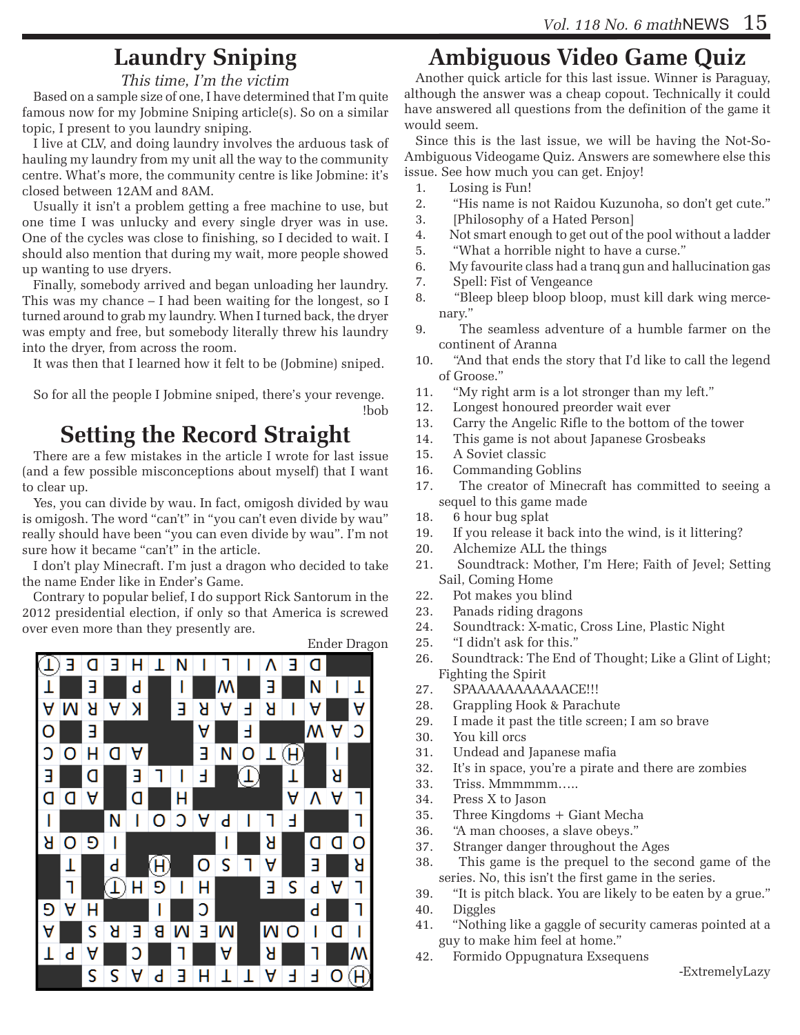## Laundry Sniping

*This time, I'm the victim*

Based on a sample size of one, I have determined that I'm quite famous now for my Jobmine Sniping article(s). So on a similar topic, I present to you laundry sniping.

I live at CLV, and doing laundry involves the arduous task of hauling my laundry from my unit all the way to the community centre. What's more, the community centre is like Jobmine: it's closed between 12AM and 8AM.

Usually it isn't a problem getting a free machine to use, but one time I was unlucky and every single dryer was in use. One of the cycles was close to finishing, so I decided to wait. I should also mention that during my wait, more people showed up wanting to use dryers.

Finally, somebody arrived and began unloading her laundry. This was my chance – I had been waiting for the longest, so I turned around to grab my laundry. When I turned back, the dryer was empty and free, but somebody literally threw his laundry into the dryer, from across the room.

It was then that I learned how it felt to be (Jobmine) sniped.

So for all the people I Jobmine sniped, there's your revenge.

!bob

## Setting the Record Straight

There are a few mistakes in the article I wrote for last issue (and a few possible misconceptions about myself) that I want to clear up.

Yes, you can divide by wau. In fact, omigosh divided by wau is omigosh. The word "can't" in "you can't even divide by wau" really should have been "you can even divide by wau". I'm not sure how it became "can't" in the article.

I don't play Minecraft. I'm just a dragon who decided to take the name Ender like in Ender's Game.

Contrary to popular belief, I do support Rick Santorum in the 2012 presidential election, if only so that America is screwed over even more than they presently are.

Ender Dragon

| T | E | D | E | H | T | N | I | L | I | V | E | D | ■ | ■ |
|---|---|---|---|---|---|---|---|---|---|---|---|---|---|---|
| T | ■ | E | ■ | P | ■ | I | ■ | W | ■ | E | ■ | N | I | T |
| A | M | R | A | K | ■ | E | R | A | F | R | I | A | ■ | A |
| O | ■ | E | ■ | ■ | ■ | ■ | A | ■ | F | ■ | ■ | W | A | C |
| C | O | H | D | A | ■ | ■ | E | N | O | T | H | ■ | I | ■ |
| E | ■ | D | ■ | E | L | I | F | ■ | T | ■ | T | ■ | R | ■ |
| D | D | A | ■ | D | ■ | H | ■ | ■ | ■ | ■ | A | V | A | L |
| I | ■ | ■ | N | I | O | C | A | P | I | L | F | ■ | ■ | L |
| R | O | G | I | ■ | ■ | ■ | ■ | I | ■ | R | ■ | D | D | O |
| ■ | T | ■ | P | ■ | H | ■ | O | S | L | A | ■ | E | ■ | R |
| ■ | L | ■ | T | H | G | I | H | ■ | ■ | E | S | P | A | L |
| G | A | H | ■ | ■ | I | ■ | C | ■ | ■ | ■ | ■ | P | ■ | L |
| A | ■ | S | R | E | B | M | E | M | ■ | M | O | I | D | I |
| T | P | A | ■ | C | ■ | L | ■ | A | ■ | R | ■ | L | ■ | W |
| ■ | ■ | S | S | A | P | E | H | T | F | A | E | O | F | H |

## Ambiguous Video Game Quiz

Another quick article for this last issue. Winner is Paraguay, although the answer was a cheap copout. Technically it could have answered all questions from the definition of the game it would seem.

Since this is the last issue, we will be having the Not-So-Ambiguous Videogame Quiz. Answers are somewhere else this issue. See how much you can get. Enjoy!

1. Losing is Fun!
2. "His name is not Raidou Kuzunoha, so don't get cute."
3. [Philosophy of a Hated Person]
4. Not smart enough to get out of the pool without a ladder
5. "What a horrible night to have a curse."
6. My favourite class had a tranq gun and hallucination gas
7. Spell: Fist of Vengeance
8. "Bleep bleep bloop bloop, must kill dark wing mercenary."
9. The seamless adventure of a humble farmer on the continent of Aranna
10. "And that ends the story that I'd like to call the legend of Groose."
11. "My right arm is a lot stronger than my left."
12. Longest honoured preorder wait ever
13. Carry the Angelic Rifle to the bottom of the tower
14. This game is not about Japanese Grosbeaks
15. A Soviet classic
16. Commanding Goblins
17. The creator of Minecraft has committed to seeing a sequel to this game made
18. 6 hour bug splat
19. If you release it back into the wind, is it littering?
20. Alchemize ALL the things
21. Soundtrack: Mother, I'm Here; Faith of Jevel; Setting Sail, Coming Home
22. Pot makes you blind
23. Panads riding dragons
24. Soundtrack: X-matic, Cross Line, Plastic Night
25. "I didn't ask for this."
26. Soundtrack: The End of Thought; Like a Glint of Light; Fighting the Spirit
27. SPAAAAAAAAAAACE!!!
28. Grappling Hook & Parachute
29. I made it past the title screen; I am so brave
30. You kill orcs
31. Undead and Japanese mafia
32. It's in space, you're a pirate and there are zombies
33. Triss. Mmmmmm…..
34. Press X to Jason
35. Three Kingdoms + Giant Mecha
36. "A man chooses, a slave obeys."
37. Stranger danger throughout the Ages
38. This game is the prequel to the second game of the series. No, this isn't the first game in the series.
39. "It is pitch black. You are likely to be eaten by a grue."
40. Diggles
41. "Nothing like a gaggle of security cameras pointed at a guy to make him feel at home."
42. Formido Oppugnatura Exsequens

-ExtremelyLazy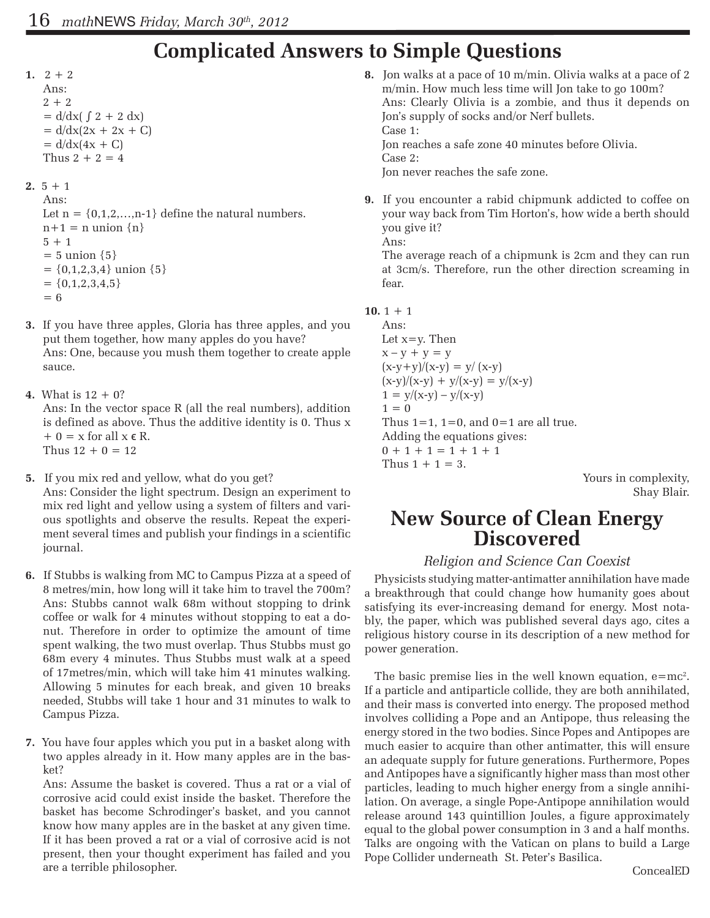# Complicated Answers to Simple Questions

**1.** 2 + 2

Ans:

$2 + 2$
$= d/dx( \int 2 + 2\, dx)$
$= d/dx(2x + 2x + C)$
$= d/dx(4x + C)$

Thus 2 + 2 = 4

**2.** 5 + 1

Ans:

Let n = {0,1,2,…,n-1} define the natural numbers.

n+1 = n union {n}

5 + 1
= 5 union {5}
= {0,1,2,3,4} union {5}
= {0,1,2,3,4,5}
= 6

**3.** If you have three apples, Gloria has three apples, and you put them together, how many apples do you have?

Ans: One, because you mush them together to create apple sauce.

**4.** What is 12 + 0?

Ans: In the vector space R (all the real numbers), addition is defined as above. Thus the additive identity is 0. Thus $x + 0 = x$ for all $x \in R$.

Thus 12 + 0 = 12

**5.** If you mix red and yellow, what do you get?

Ans: Consider the light spectrum. Design an experiment to mix red light and yellow using a system of filters and various spotlights and observe the results. Repeat the experiment several times and publish your findings in a scientific journal.

**6.** If Stubbs is walking from MC to Campus Pizza at a speed of 8 metres/min, how long will it take him to travel the 700m?

Ans: Stubbs cannot walk 68m without stopping to drink coffee or walk for 4 minutes without stopping to eat a donut. Therefore in order to optimize the amount of time spent walking, the two must overlap. Thus Stubbs must go 68m every 4 minutes. Thus Stubbs must walk at a speed of 17metres/min, which will take him 41 minutes walking. Allowing 5 minutes for each break, and given 10 breaks needed, Stubbs will take 1 hour and 31 minutes to walk to Campus Pizza.

**7.** You have four apples which you put in a basket along with two apples already in it. How many apples are in the basket?

Ans: Assume the basket is covered. Thus a rat or a vial of corrosive acid could exist inside the basket. Therefore the basket has become Schrodinger's basket, and you cannot know how many apples are in the basket at any given time. If it has been proved a rat or a vial of corrosive acid is not present, then your thought experiment has failed and you are a terrible philosopher.

**8.** Jon walks at a pace of 10 m/min. Olivia walks at a pace of 2 m/min. How much less time will Jon take to go 100m?

Ans: Clearly Olivia is a zombie, and thus it depends on Jon's supply of socks and/or Nerf bullets.

Case 1:

Jon reaches a safe zone 40 minutes before Olivia.

Case 2:

Jon never reaches the safe zone.

**9.** If you encounter a rabid chipmunk addicted to coffee on your way back from Tim Horton's, how wide a berth should you give it?

Ans:

The average reach of a chipmunk is 2cm and they can run at 3cm/s. Therefore, run the other direction screaming in fear.

**10.** 1 + 1

Ans:

Let x=y. Then

$x - y + y = y$
$(x-y+y)/(x-y) = y/ (x-y)$
$(x-y)/(x-y) + y/(x-y) = y/(x-y)$
$1 = y/(x-y) - y/(x-y)$
$1 = 0$

Thus 1=1, 1=0, and 0=1 are all true.

Adding the equations gives:

$0 + 1 + 1 = 1 + 1 + 1$

Thus 1 + 1 = 3.

Yours in complexity,
Shay Blair.

# New Source of Clean Energy Discovered

*Religion and Science Can Coexist*

Physicists studying matter-antimatter annihilation have made a breakthrough that could change how humanity goes about satisfying its ever-increasing demand for energy. Most notably, the paper, which was published several days ago, cites a religious history course in its description of a new method for power generation.

The basic premise lies in the well known equation, $e=mc^2$. If a particle and antiparticle collide, they are both annihilated, and their mass is converted into energy. The proposed method involves colliding a Pope and an Antipope, thus releasing the energy stored in the two bodies. Since Popes and Antipopes are much easier to acquire than other antimatter, this will ensure an adequate supply for future generations. Furthermore, Popes and Antipopes have a significantly higher mass than most other particles, leading to much higher energy from a single annihilation. On average, a single Pope-Antipope annihilation would release around 143 quintillion Joules, a figure approximately equal to the global power consumption in 3 and a half months. Talks are ongoing with the Vatican on plans to build a Large Pope Collider underneath St. Peter's Basilica.

ConcealED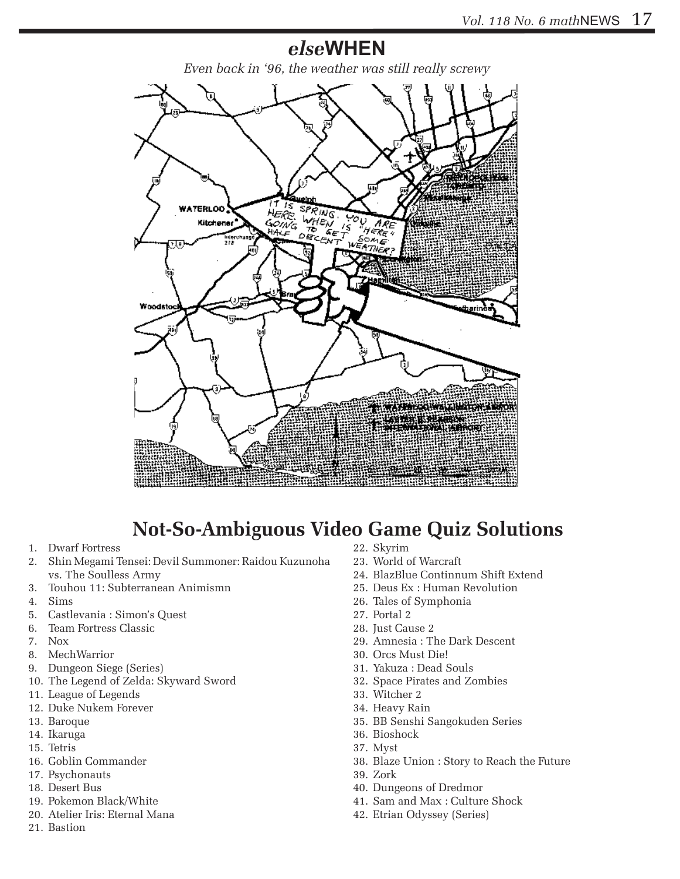## *else*WHEN

*Even back in '96, the weather was still really screwy*

# Not-So-Ambiguous Video Game Quiz Solutions

1. Dwarf Fortress
2. Shin Megami Tensei: Devil Summoner: Raidou Kuzunoha vs. The Soulless Army
3. Touhou 11: Subterranean Animismn
4. Sims
5. Castlevania : Simon's Quest
6. Team Fortress Classic
7. Nox
8. MechWarrior
9. Dungeon Siege (Series)
10. The Legend of Zelda: Skyward Sword
11. League of Legends
12. Duke Nukem Forever
13. Baroque
14. Ikaruga
15. Tetris
16. Goblin Commander
17. Psychonauts
18. Desert Bus
19. Pokemon Black/White
20. Atelier Iris: Eternal Mana
21. Bastion
22. Skyrim
23. World of Warcraft
24. BlazBlue Continnum Shift Extend
25. Deus Ex : Human Revolution
26. Tales of Symphonia
27. Portal 2
28. Just Cause 2
29. Amnesia : The Dark Descent
30. Orcs Must Die!
31. Yakuza : Dead Souls
32. Space Pirates and Zombies
33. Witcher 2
34. Heavy Rain
35. BB Senshi Sangokuden Series
36. Bioshock
37. Myst
38. Blaze Union : Story to Reach the Future
39. Zork
40. Dungeons of Dredmor
41. Sam and Max : Culture Shock
42. Etrian Odyssey (Series)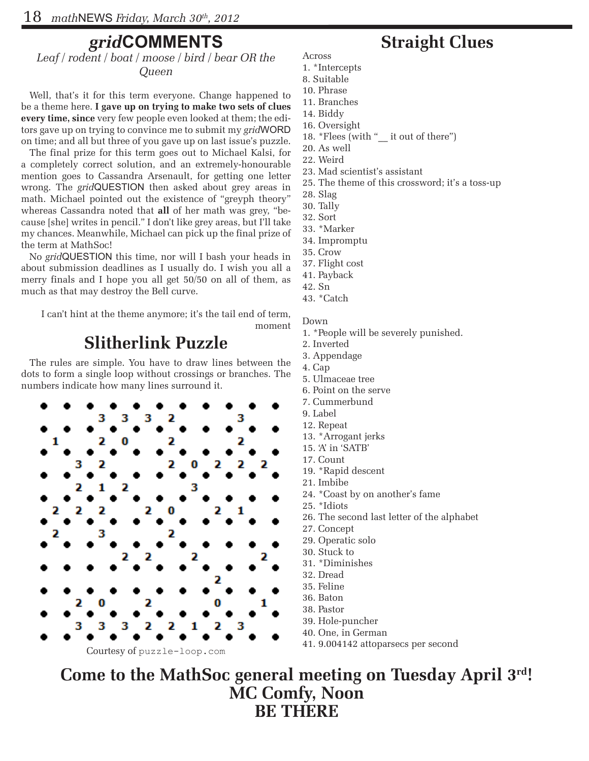# *grid*COMMENTS

*Leaf / rodent / boat / moose / bird / bear OR the Queen*

Well, that's it for this term everyone. Change happened to be a theme here. **I gave up on trying to make two sets of clues every time, since** very few people even looked at them; the editors gave up on trying to convince me to submit my *grid*WORD on time; and all but three of you gave up on last issue's puzzle.

The final prize for this term goes out to Michael Kalsi, for a completely correct solution, and an extremely-honourable mention goes to Cassandra Arsenault, for getting one letter wrong. The *grid*QUESTION then asked about grey areas in math. Michael pointed out the existence of "greyph theory" whereas Cassandra noted that **all** of her math was grey, "because [she] writes in pencil." I don't like grey areas, but I'll take my chances. Meanwhile, Michael can pick up the final prize of the term at MathSoc!

No *grid*QUESTION this time, nor will I bash your heads in about submission deadlines as I usually do. I wish you all a merry finals and I hope you all get 50/50 on all of them, as much as that may destroy the Bell curve.

I can't hint at the theme anymore; it's the tail end of term, moment

## Slitherlink Puzzle

The rules are simple. You have to draw lines between the dots to form a single loop without crossings or branches. The numbers indicate how many lines surround it.

| | | 3 | 3 | 3 | 2 | | | 3 | |
|---|---|---|---|---|---|---|---|---|---|
| 1 | | 2 | 0 | | 2 | | | 2 | |
| | 3 | 2 | | | 2 | 0 | 2 | 2 | 2 |
| | 2 | 1 | 2 | | | 3 | | | |
| 2 | 2 | 2 | | 2 | 0 | | 2 | 1 | |
| 2 | | 3 | | | 2 | | | | |
| | | | 2 | 2 | | 2 | | | 2 |
| | | | | | | | 2 | | |
| | 2 | 0 | | 2 | | | 0 | | 1 |
| | 3 | 3 | 3 | 2 | 2 | 1 | 2 | 3 | |

Courtesy of `puzzle-loop.com`

# Straight Clues

Across
1. *Intercepts
8. Suitable
10. Phrase
11. Branches
14. Biddy
16. Oversight
18. *Flees (with "__ it out of there")
20. As well
22. Weird
23. Mad scientist's assistant
25. The theme of this crossword; it's a toss-up
28. Slag
30. Tally
32. Sort
33. *Marker
34. Impromptu
35. Crow
37. Flight cost
41. Payback
42. Sn
43. *Catch

Down
1. *People will be severely punished.
2. Inverted
3. Appendage
4. Cap
5. Ulmaceae tree
6. Point on the serve
7. Cummerbund
9. Label
12. Repeat
13. *Arrogant jerks
15. 'A' in 'SATB'
17. Count
19. *Rapid descent
21. Imbibe
24. *Coast by on another's fame
25. *Idiots
26. The second last letter of the alphabet
27. Concept
29. Operatic solo
30. Stuck to
31. *Diminishes
32. Dread
35. Feline
36. Baton
38. Pastor
39. Hole-puncher
40. One, in German
41. 9.004142 attoparsecs per second

**Come to the MathSoc general meeting on Tuesday April 3rd!**
**MC Comfy, Noon**
**BE THERE**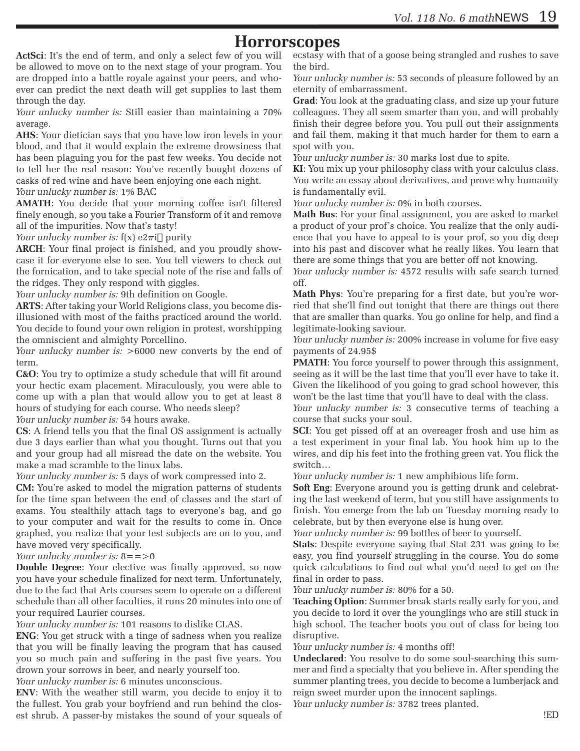# Horrorscopes

**ActSci**: It's the end of term, and only a select few of you will be allowed to move on to the next stage of your program. You are dropped into a battle royale against your peers, and whoever can predict the next death will get supplies to last them through the day.

*Your unlucky number is:* Still easier than maintaining a 70% average.

**AHS**: Your dietician says that you have low iron levels in your blood, and that it would explain the extreme drowsiness that has been plaguing you for the past few weeks. You decide not to tell her the real reason: You've recently bought dozens of casks of red wine and have been enjoying one each night.

*Your unlucky number is:* 1% BAC

**AMATH**: You decide that your morning coffee isn't filtered finely enough, so you take a Fourier Transform of it and remove all of the impurities. Now that's tasty!

*Your unlucky number is:* f(x) e2πi purity

**ARCH**: Your final project is finished, and you proudly showcase it for everyone else to see. You tell viewers to check out the fornication, and to take special note of the rise and falls of the ridges. They only respond with giggles.

*Your unlucky number is:* 9th definition on Google.

**ARTS**: After taking your World Religions class, you become disillusioned with most of the faiths practiced around the world. You decide to found your own religion in protest, worshipping the omniscient and almighty Porcellino.

*Your unlucky number is:* >6000 new converts by the end of term.

**C&O**: You try to optimize a study schedule that will fit around your hectic exam placement. Miraculously, you were able to come up with a plan that would allow you to get at least 8 hours of studying for each course. Who needs sleep?

*Your unlucky number is:* 54 hours awake.

**CS**: A friend tells you that the final OS assignment is actually due 3 days earlier than what you thought. Turns out that you and your group had all misread the date on the website. You make a mad scramble to the linux labs.

*Your unlucky number is:* 5 days of work compressed into 2.

**CM:** You're asked to model the migration patterns of students for the time span between the end of classes and the start of exams. You stealthily attach tags to everyone's bag, and go to your computer and wait for the results to come in. Once graphed, you realize that your test subjects are on to you, and have moved very specifically.

*Your unlucky number is:* 8==>0

**Double Degree**: Your elective was finally approved, so now you have your schedule finalized for next term. Unfortunately, due to the fact that Arts courses seem to operate on a different schedule than all other faculties, it runs 20 minutes into one of your required Laurier courses.

*Your unlucky number is:* 101 reasons to dislike CLAS.

**ENG**: You get struck with a tinge of sadness when you realize that you will be finally leaving the program that has caused you so much pain and suffering in the past five years. You drown your sorrows in beer, and nearly yourself too.

*Your unlucky number is:* 6 minutes unconscious.

**ENV**: With the weather still warm, you decide to enjoy it to the fullest. You grab your boyfriend and run behind the closest shrub. A passer-by mistakes the sound of your squeals of ecstasy with that of a goose being strangled and rushes to save the bird.

*Your unlucky number is:* 53 seconds of pleasure followed by an eternity of embarrassment.

**Grad**: You look at the graduating class, and size up your future colleagues. They all seem smarter than you, and will probably finish their degree before you. You pull out their assignments and fail them, making it that much harder for them to earn a spot with you.

*Your unlucky number is:* 30 marks lost due to spite.

**KI**: You mix up your philosophy class with your calculus class. You write an essay about derivatives, and prove why humanity is fundamentally evil.

*Your unlucky number is:* 0% in both courses.

**Math Bus**: For your final assignment, you are asked to market a product of your prof's choice. You realize that the only audience that you have to appeal to is your prof, so you dig deep into his past and discover what he really likes. You learn that there are some things that you are better off not knowing.

*Your unlucky number is:* 4572 results with safe search turned off.

**Math Phys**: You're preparing for a first date, but you're worried that she'll find out tonight that there are things out there that are smaller than quarks. You go online for help, and find a legitimate-looking saviour.

*Your unlucky number is:* 200% increase in volume for five easy payments of 24.95$

**PMATH**: You force yourself to power through this assignment, seeing as it will be the last time that you'll ever have to take it. Given the likelihood of you going to grad school however, this won't be the last time that you'll have to deal with the class.

*Your unlucky number is:* 3 consecutive terms of teaching a course that sucks your soul.

**SCI**: You get pissed off at an overeager frosh and use him as a test experiment in your final lab. You hook him up to the wires, and dip his feet into the frothing green vat. You flick the switch…

*Your unlucky number is:* 1 new amphibious life form.

**Soft Eng**: Everyone around you is getting drunk and celebrating the last weekend of term, but you still have assignments to finish. You emerge from the lab on Tuesday morning ready to celebrate, but by then everyone else is hung over.

*Your unlucky number is:* 99 bottles of beer to yourself.

**Stats**: Despite everyone saying that Stat 231 was going to be easy, you find yourself struggling in the course. You do some quick calculations to find out what you'd need to get on the final in order to pass.

*Your unlucky number is:* 80% for a 50.

**Teaching Option**: Summer break starts really early for you, and you decide to lord it over the younglings who are still stuck in high school. The teacher boots you out of class for being too disruptive.

*Your unlucky number is:* 4 months off!

**Undeclared**: You resolve to do some soul-searching this summer and find a specialty that you believe in. After spending the summer planting trees, you decide to become a lumberjack and reign sweet murder upon the innocent saplings.

*Your unlucky number is:* 3782 trees planted.

!ED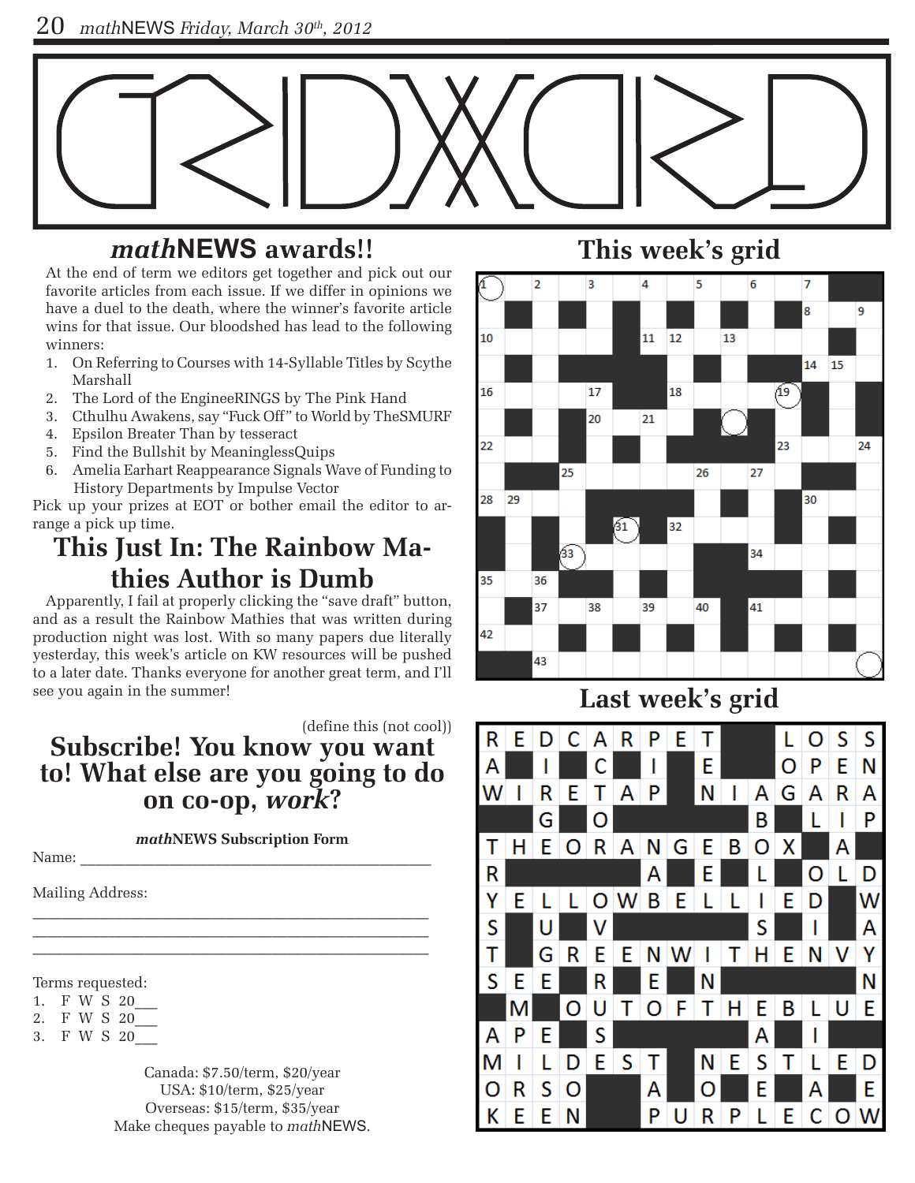# GRIDWORD

## *math*NEWS awards!!

At the end of term we editors get together and pick out our favorite articles from each issue. If we differ in opinions we have a duel to the death, where the winner's favorite article wins for that issue. Our bloodshed has lead to the following winners:

1. On Referring to Courses with 14-Syllable Titles by Scythe Marshall
2. The Lord of the EngineeRINGS by The Pink Hand
3. Cthulhu Awakens, say "Fuck Off" to World by TheSMURF
4. Epsilon Breater Than by tesseract
5. Find the Bullshit by MeaninglessQuips
6. Amelia Earhart Reappearance Signals Wave of Funding to History Departments by Impulse Vector

Pick up your prizes at EOT or bother email the editor to arrange a pick up time.

## This Just In: The Rainbow Mathies Author is Dumb

Apparently, I fail at properly clicking the "save draft" button, and as a result the Rainbow Mathies that was written during production night was lost. With so many papers due literally yesterday, this week's article on KW resources will be pushed to a later date. Thanks everyone for another great term, and I'll see you again in the summer!

(define this (not cool))

## Subscribe! You know you want to! What else are you going to do on co-op, *work*?

**_math_NEWS Subscription Form**

Name: ____________________________________________

Mailing Address:

____________________________________________

____________________________________________

____________________________________________

Terms requested:

1. F W S 20___
2. F W S 20___
3. F W S 20___

Canada: $7.50/term, $20/year
USA: $10/term, $25/year
Overseas: $15/term, $35/year
Make cheques payable to *math*NEWS.

## This week's grid

## Last week's grid

| | | | | | | | | | | | | | | |
|---|---|---|---|---|---|---|---|---|---|---|---|---|---|---|
| R | E | D | C | A | R | P | E | T | | | L | O | S | S |
| A | | I | | C | | I | | E | | | O | P | E | N |
| W | I | R | E | T | A | P | | N | I | A | G | A | R | A |
| | | G | | O | | | | | | B | | L | I | P |
| T | H | E | O | R | A | N | G | E | B | O | X | | A | |
| R | | | | | | A | | E | | L | | O | L | D |
| Y | E | L | L | O | W | B | E | L | L | I | E | D | | W |
| S | | U | | V | | | | | | S | | I | | A |
| T | | G | R | E | E | N | W | I | T | H | E | N | V | Y |
| S | E | E | | R | | E | | N | | | | | | N |
| | M | | O | U | T | O | F | T | H | E | B | L | U | E |
| A | P | E | | S | | | | | | A | | I | | |
| M | I | L | D | E | S | T | | N | E | S | T | L | E | D |
| O | R | S | O | | | A | | O | | E | | A | | E |
| K | E | E | N | | | P | U | R | P | L | E | C | O | W |